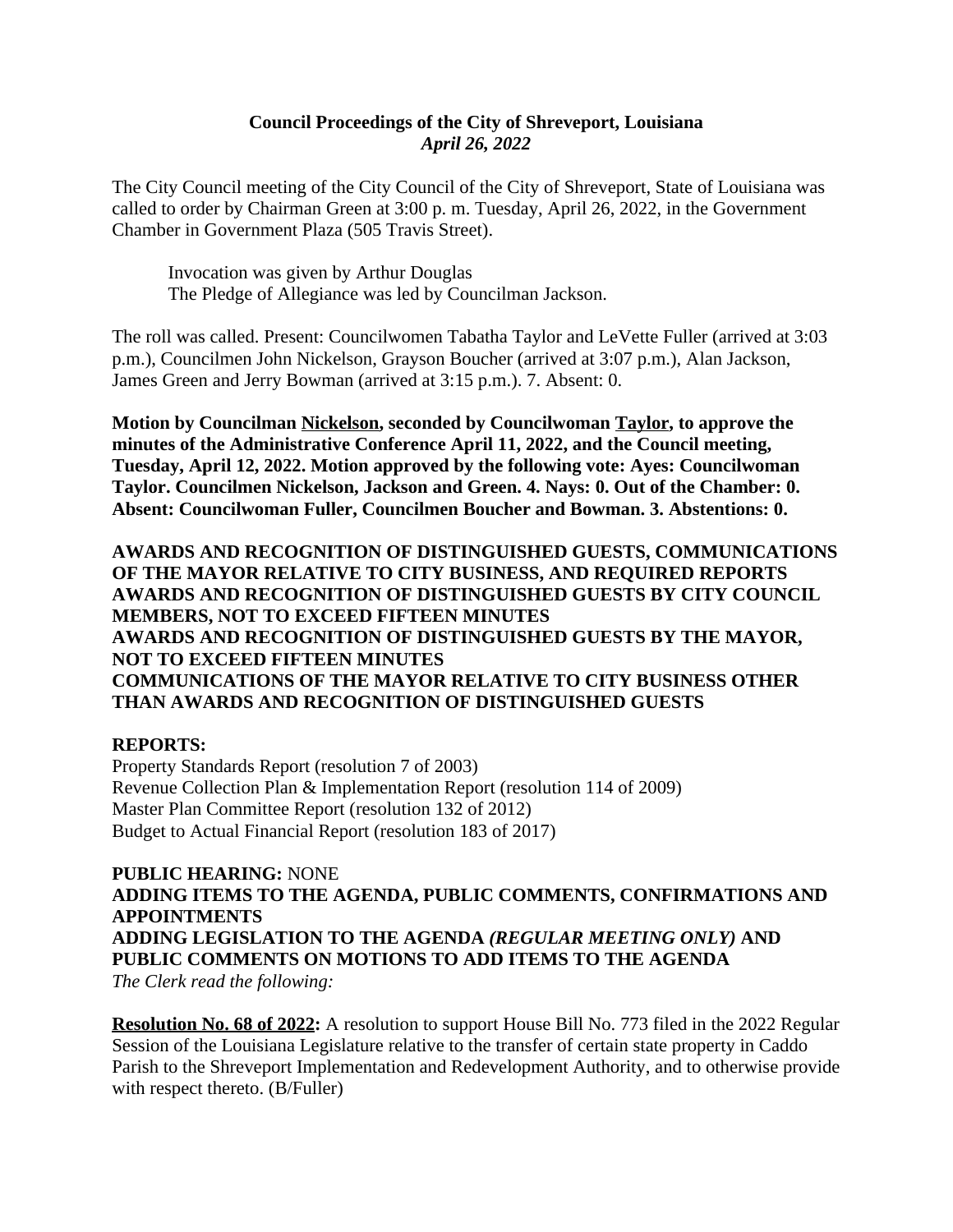# **Council Proceedings of the City of Shreveport, Louisiana**
### *April 26, 2022*

The City Council meeting of the City Council of the City of Shreveport, State of Louisiana was called to order by Chairman Green at 3:00 p. m. Tuesday, April 26, 2022, in the Government Chamber in Government Plaza (505 Travis Street).

Invocation was given by Arthur Douglas
The Pledge of Allegiance was led by Councilman Jackson.

The roll was called. Present: Councilwomen Tabatha Taylor and LeVette Fuller (arrived at 3:03 p.m.), Councilmen John Nickelson, Grayson Boucher (arrived at 3:07 p.m.), Alan Jackson, James Green and Jerry Bowman (arrived at 3:15 p.m.). 7. Absent: 0.

**Motion by Councilman Nickelson, seconded by Councilwoman Taylor, to approve the minutes of the Administrative Conference April 11, 2022, and the Council meeting, Tuesday, April 12, 2022. Motion approved by the following vote: Ayes: Councilwoman Taylor. Councilmen Nickelson, Jackson and Green. 4. Nays: 0. Out of the Chamber: 0. Absent: Councilwoman Fuller, Councilmen Boucher and Bowman. 3. Abstentions: 0.**

**AWARDS AND RECOGNITION OF DISTINGUISHED GUESTS, COMMUNICATIONS OF THE MAYOR RELATIVE TO CITY BUSINESS, AND REQUIRED REPORTS**
**AWARDS AND RECOGNITION OF DISTINGUISHED GUESTS BY CITY COUNCIL MEMBERS, NOT TO EXCEED FIFTEEN MINUTES**
**AWARDS AND RECOGNITION OF DISTINGUISHED GUESTS BY THE MAYOR, NOT TO EXCEED FIFTEEN MINUTES**
**COMMUNICATIONS OF THE MAYOR RELATIVE TO CITY BUSINESS OTHER THAN AWARDS AND RECOGNITION OF DISTINGUISHED GUESTS**

**REPORTS:**
Property Standards Report (resolution 7 of 2003)
Revenue Collection Plan & Implementation Report (resolution 114 of 2009)
Master Plan Committee Report (resolution 132 of 2012)
Budget to Actual Financial Report (resolution 183 of 2017)

**PUBLIC HEARING:** NONE
**ADDING ITEMS TO THE AGENDA, PUBLIC COMMENTS, CONFIRMATIONS AND APPOINTMENTS**
**ADDING LEGISLATION TO THE AGENDA *(REGULAR MEETING ONLY)* AND PUBLIC COMMENTS ON MOTIONS TO ADD ITEMS TO THE AGENDA**
*The Clerk read the following:*

**Resolution No. 68 of 2022:** A resolution to support House Bill No. 773 filed in the 2022 Regular Session of the Louisiana Legislature relative to the transfer of certain state property in Caddo Parish to the Shreveport Implementation and Redevelopment Authority, and to otherwise provide with respect thereto. (B/Fuller)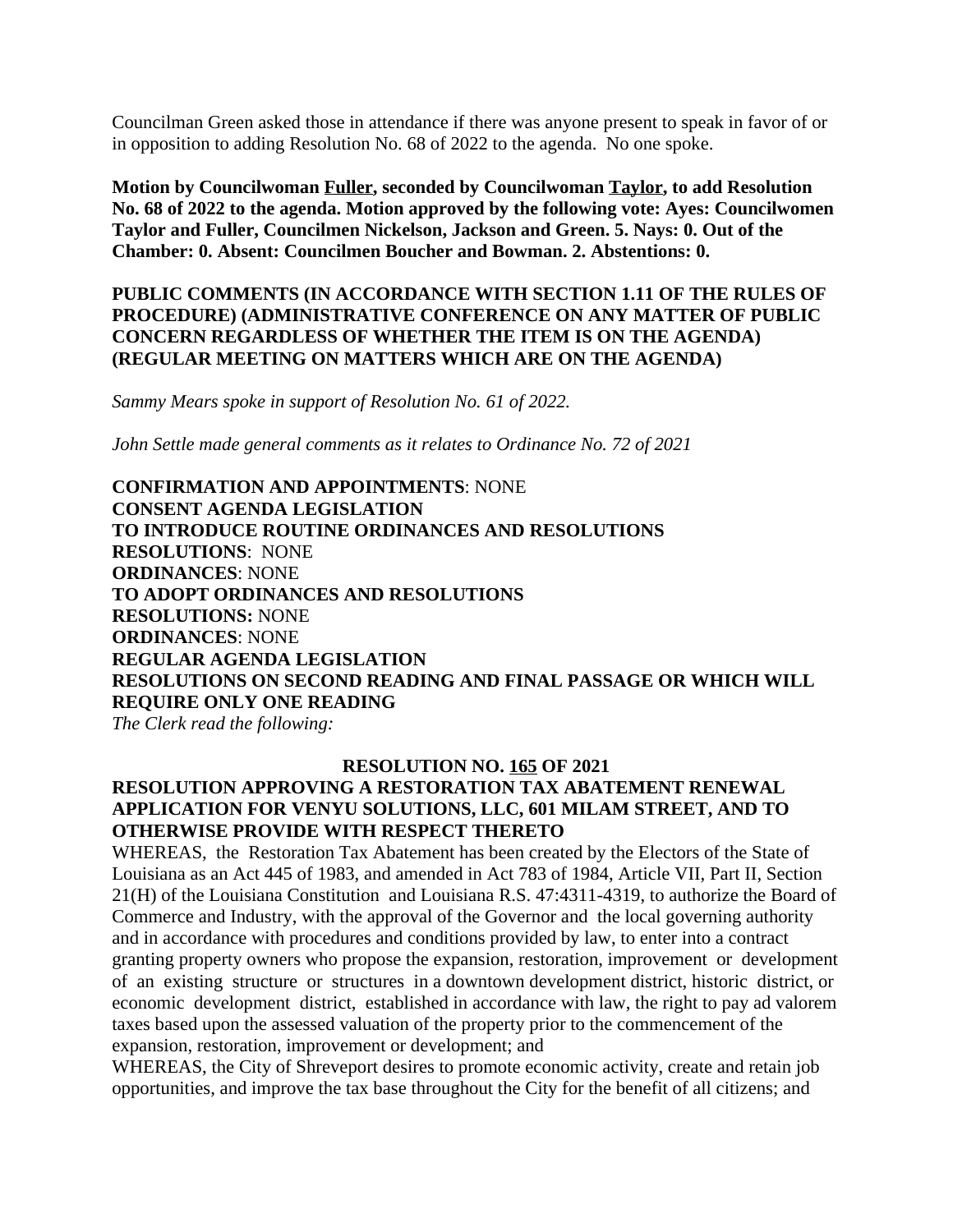Councilman Green asked those in attendance if there was anyone present to speak in favor of or in opposition to adding Resolution No. 68 of 2022 to the agenda. No one spoke.

**Motion by Councilwoman Fuller, seconded by Councilwoman Taylor, to add Resolution No. 68 of 2022 to the agenda. Motion approved by the following vote: Ayes: Councilwomen Taylor and Fuller, Councilmen Nickelson, Jackson and Green. 5. Nays: 0. Out of the Chamber: 0. Absent: Councilmen Boucher and Bowman. 2. Abstentions: 0.**

**PUBLIC COMMENTS (IN ACCORDANCE WITH SECTION 1.11 OF THE RULES OF PROCEDURE) (ADMINISTRATIVE CONFERENCE ON ANY MATTER OF PUBLIC CONCERN REGARDLESS OF WHETHER THE ITEM IS ON THE AGENDA) (REGULAR MEETING ON MATTERS WHICH ARE ON THE AGENDA)**

*Sammy Mears spoke in support of Resolution No. 61 of 2022.*

*John Settle made general comments as it relates to Ordinance No. 72 of 2021*

**CONFIRMATION AND APPOINTMENTS**: NONE
**CONSENT AGENDA LEGISLATION**
**TO INTRODUCE ROUTINE ORDINANCES AND RESOLUTIONS**
**RESOLUTIONS**: NONE
**ORDINANCES**: NONE
**TO ADOPT ORDINANCES AND RESOLUTIONS**
**RESOLUTIONS:** NONE
**ORDINANCES**: NONE
**REGULAR AGENDA LEGISLATION**
**RESOLUTIONS ON SECOND READING AND FINAL PASSAGE OR WHICH WILL REQUIRE ONLY ONE READING**
*The Clerk read the following:*

**RESOLUTION NO. 165 OF 2021**

**RESOLUTION APPROVING A RESTORATION TAX ABATEMENT RENEWAL APPLICATION FOR VENYU SOLUTIONS, LLC, 601 MILAM STREET, AND TO OTHERWISE PROVIDE WITH RESPECT THERETO**

WHEREAS, the Restoration Tax Abatement has been created by the Electors of the State of Louisiana as an Act 445 of 1983, and amended in Act 783 of 1984, Article VII, Part II, Section 21(H) of the Louisiana Constitution and Louisiana R.S. 47:4311-4319, to authorize the Board of Commerce and Industry, with the approval of the Governor and the local governing authority and in accordance with procedures and conditions provided by law, to enter into a contract granting property owners who propose the expansion, restoration, improvement or development of an existing structure or structures in a downtown development district, historic district, or economic development district, established in accordance with law, the right to pay ad valorem taxes based upon the assessed valuation of the property prior to the commencement of the expansion, restoration, improvement or development; and

WHEREAS, the City of Shreveport desires to promote economic activity, create and retain job opportunities, and improve the tax base throughout the City for the benefit of all citizens; and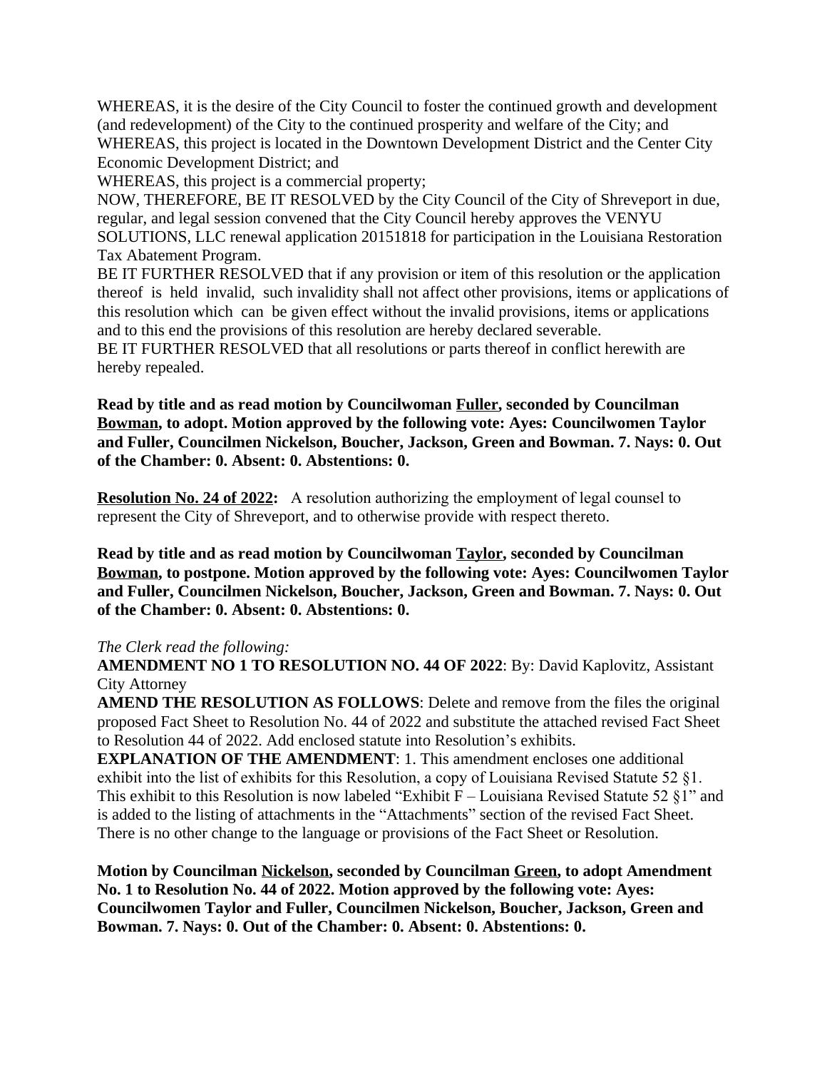WHEREAS, it is the desire of the City Council to foster the continued growth and development (and redevelopment) of the City to the continued prosperity and welfare of the City; and
WHEREAS, this project is located in the Downtown Development District and the Center City Economic Development District; and
WHEREAS, this project is a commercial property;
NOW, THEREFORE, BE IT RESOLVED by the City Council of the City of Shreveport in due, regular, and legal session convened that the City Council hereby approves the VENYU SOLUTIONS, LLC renewal application 20151818 for participation in the Louisiana Restoration Tax Abatement Program.
BE IT FURTHER RESOLVED that if any provision or item of this resolution or the application thereof is held invalid, such invalidity shall not affect other provisions, items or applications of this resolution which can be given effect without the invalid provisions, items or applications and to this end the provisions of this resolution are hereby declared severable.
BE IT FURTHER RESOLVED that all resolutions or parts thereof in conflict herewith are hereby repealed.

**Read by title and as read motion by Councilwoman Fuller, seconded by Councilman Bowman, to adopt. Motion approved by the following vote: Ayes: Councilwomen Taylor and Fuller, Councilmen Nickelson, Boucher, Jackson, Green and Bowman. 7. Nays: 0. Out of the Chamber: 0. Absent: 0. Abstentions: 0.**

**Resolution No. 24 of 2022:** A resolution authorizing the employment of legal counsel to represent the City of Shreveport, and to otherwise provide with respect thereto.

**Read by title and as read motion by Councilwoman Taylor, seconded by Councilman Bowman, to postpone. Motion approved by the following vote: Ayes: Councilwomen Taylor and Fuller, Councilmen Nickelson, Boucher, Jackson, Green and Bowman. 7. Nays: 0. Out of the Chamber: 0. Absent: 0. Abstentions: 0.**

*The Clerk read the following:*
**AMENDMENT NO 1 TO RESOLUTION NO. 44 OF 2022**: By: David Kaplovitz, Assistant City Attorney
**AMEND THE RESOLUTION AS FOLLOWS**: Delete and remove from the files the original proposed Fact Sheet to Resolution No. 44 of 2022 and substitute the attached revised Fact Sheet to Resolution 44 of 2022. Add enclosed statute into Resolution's exhibits.
**EXPLANATION OF THE AMENDMENT**: 1. This amendment encloses one additional exhibit into the list of exhibits for this Resolution, a copy of Louisiana Revised Statute 52 §1. This exhibit to this Resolution is now labeled "Exhibit F – Louisiana Revised Statute 52 §1" and is added to the listing of attachments in the "Attachments" section of the revised Fact Sheet. There is no other change to the language or provisions of the Fact Sheet or Resolution.

**Motion by Councilman Nickelson, seconded by Councilman Green, to adopt Amendment No. 1 to Resolution No. 44 of 2022. Motion approved by the following vote: Ayes: Councilwomen Taylor and Fuller, Councilmen Nickelson, Boucher, Jackson, Green and Bowman. 7. Nays: 0. Out of the Chamber: 0. Absent: 0. Abstentions: 0.**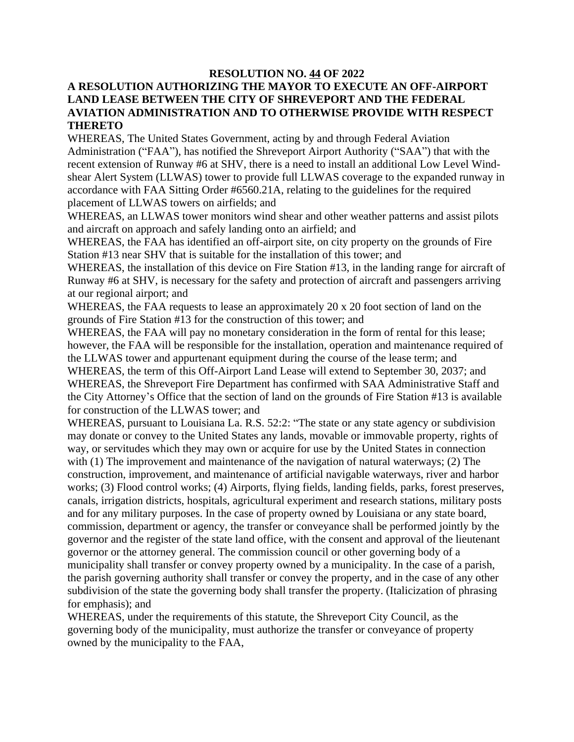**RESOLUTION NO. 44 OF 2022**

**A RESOLUTION AUTHORIZING THE MAYOR TO EXECUTE AN OFF-AIRPORT LAND LEASE BETWEEN THE CITY OF SHREVEPORT AND THE FEDERAL AVIATION ADMINISTRATION AND TO OTHERWISE PROVIDE WITH RESPECT THERETO**

WHEREAS, The United States Government, acting by and through Federal Aviation Administration ("FAA"), has notified the Shreveport Airport Authority ("SAA") that with the recent extension of Runway #6 at SHV, there is a need to install an additional Low Level Wind-shear Alert System (LLWAS) tower to provide full LLWAS coverage to the expanded runway in accordance with FAA Sitting Order #6560.21A, relating to the guidelines for the required placement of LLWAS towers on airfields; and

WHEREAS, an LLWAS tower monitors wind shear and other weather patterns and assist pilots and aircraft on approach and safely landing onto an airfield; and

WHEREAS, the FAA has identified an off-airport site, on city property on the grounds of Fire Station #13 near SHV that is suitable for the installation of this tower; and

WHEREAS, the installation of this device on Fire Station #13, in the landing range for aircraft of Runway #6 at SHV, is necessary for the safety and protection of aircraft and passengers arriving at our regional airport; and

WHEREAS, the FAA requests to lease an approximately 20 x 20 foot section of land on the grounds of Fire Station #13 for the construction of this tower; and

WHEREAS, the FAA will pay no monetary consideration in the form of rental for this lease; however, the FAA will be responsible for the installation, operation and maintenance required of the LLWAS tower and appurtenant equipment during the course of the lease term; and

WHEREAS, the term of this Off-Airport Land Lease will extend to September 30, 2037; and

WHEREAS, the Shreveport Fire Department has confirmed with SAA Administrative Staff and the City Attorney's Office that the section of land on the grounds of Fire Station #13 is available for construction of the LLWAS tower; and

WHEREAS, pursuant to Louisiana La. R.S. 52:2: "The state or any state agency or subdivision may donate or convey to the United States any lands, movable or immovable property, rights of way, or servitudes which they may own or acquire for use by the United States in connection with (1) The improvement and maintenance of the navigation of natural waterways; (2) The construction, improvement, and maintenance of artificial navigable waterways, river and harbor works; (3) Flood control works; (4) Airports, flying fields, landing fields, parks, forest preserves, canals, irrigation districts, hospitals, agricultural experiment and research stations, military posts and for any military purposes. In the case of property owned by Louisiana or any state board, commission, department or agency, the transfer or conveyance shall be performed jointly by the governor and the register of the state land office, with the consent and approval of the lieutenant governor or the attorney general. The commission council or other governing body of a municipality shall transfer or convey property owned by a municipality. In the case of a parish, the parish governing authority shall transfer or convey the property, and in the case of any other subdivision of the state the governing body shall transfer the property. (Italicization of phrasing for emphasis); and

WHEREAS, under the requirements of this statute, the Shreveport City Council, as the governing body of the municipality, must authorize the transfer or conveyance of property owned by the municipality to the FAA,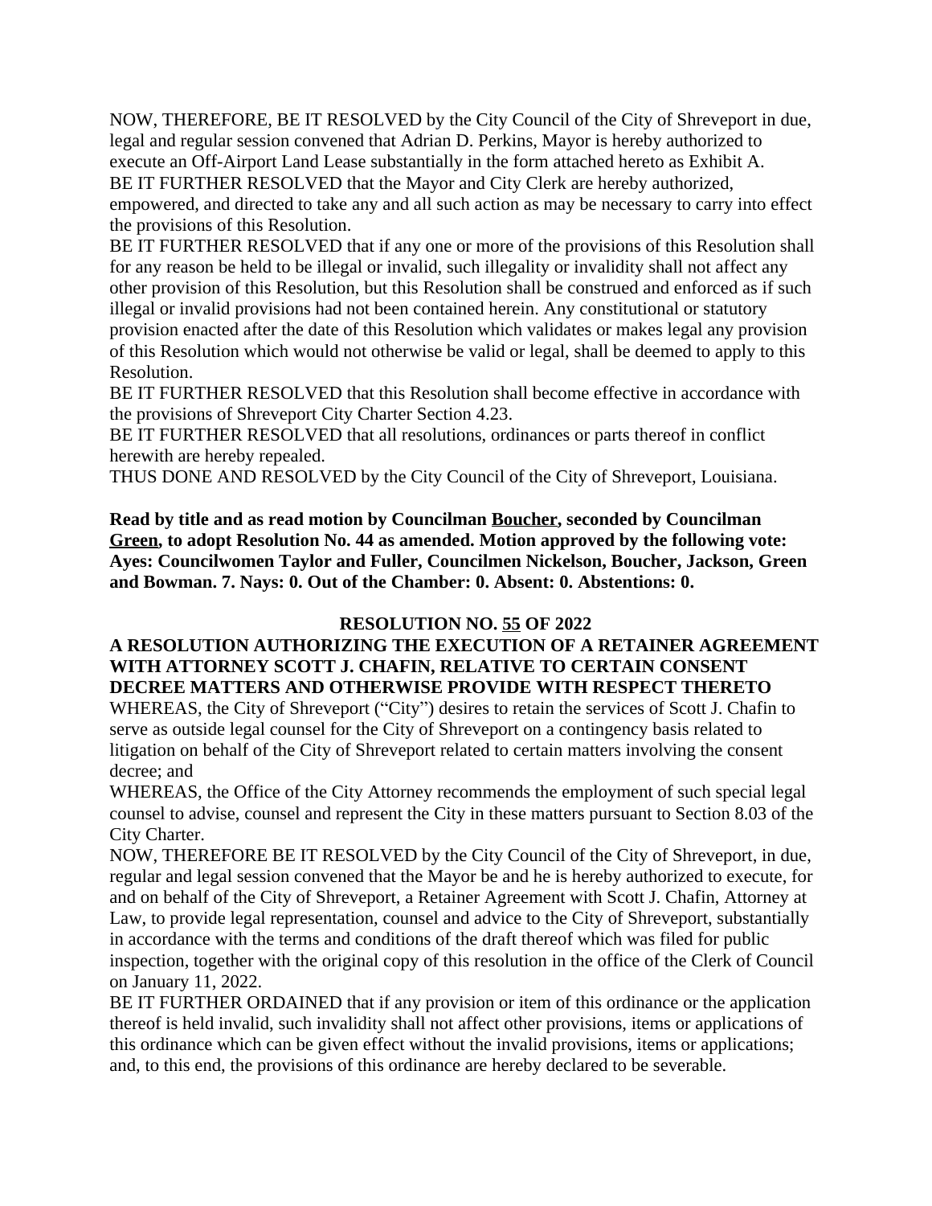NOW, THEREFORE, BE IT RESOLVED by the City Council of the City of Shreveport in due, legal and regular session convened that Adrian D. Perkins, Mayor is hereby authorized to execute an Off-Airport Land Lease substantially in the form attached hereto as Exhibit A.

BE IT FURTHER RESOLVED that the Mayor and City Clerk are hereby authorized, empowered, and directed to take any and all such action as may be necessary to carry into effect the provisions of this Resolution.

BE IT FURTHER RESOLVED that if any one or more of the provisions of this Resolution shall for any reason be held to be illegal or invalid, such illegality or invalidity shall not affect any other provision of this Resolution, but this Resolution shall be construed and enforced as if such illegal or invalid provisions had not been contained herein. Any constitutional or statutory provision enacted after the date of this Resolution which validates or makes legal any provision of this Resolution which would not otherwise be valid or legal, shall be deemed to apply to this Resolution.

BE IT FURTHER RESOLVED that this Resolution shall become effective in accordance with the provisions of Shreveport City Charter Section 4.23.

BE IT FURTHER RESOLVED that all resolutions, ordinances or parts thereof in conflict herewith are hereby repealed.

THUS DONE AND RESOLVED by the City Council of the City of Shreveport, Louisiana.

**Read by title and as read motion by Councilman Boucher, seconded by Councilman Green, to adopt Resolution No. 44 as amended. Motion approved by the following vote: Ayes: Councilwomen Taylor and Fuller, Councilmen Nickelson, Boucher, Jackson, Green and Bowman. 7. Nays: 0. Out of the Chamber: 0. Absent: 0. Abstentions: 0.**

## RESOLUTION NO. 55 OF 2022

**A RESOLUTION AUTHORIZING THE EXECUTION OF A RETAINER AGREEMENT WITH ATTORNEY SCOTT J. CHAFIN, RELATIVE TO CERTAIN CONSENT DECREE MATTERS AND OTHERWISE PROVIDE WITH RESPECT THERETO**

WHEREAS, the City of Shreveport ("City") desires to retain the services of Scott J. Chafin to serve as outside legal counsel for the City of Shreveport on a contingency basis related to litigation on behalf of the City of Shreveport related to certain matters involving the consent decree; and

WHEREAS, the Office of the City Attorney recommends the employment of such special legal counsel to advise, counsel and represent the City in these matters pursuant to Section 8.03 of the City Charter.

NOW, THEREFORE BE IT RESOLVED by the City Council of the City of Shreveport, in due, regular and legal session convened that the Mayor be and he is hereby authorized to execute, for and on behalf of the City of Shreveport, a Retainer Agreement with Scott J. Chafin, Attorney at Law, to provide legal representation, counsel and advice to the City of Shreveport, substantially in accordance with the terms and conditions of the draft thereof which was filed for public inspection, together with the original copy of this resolution in the office of the Clerk of Council on January 11, 2022.

BE IT FURTHER ORDAINED that if any provision or item of this ordinance or the application thereof is held invalid, such invalidity shall not affect other provisions, items or applications of this ordinance which can be given effect without the invalid provisions, items or applications; and, to this end, the provisions of this ordinance are hereby declared to be severable.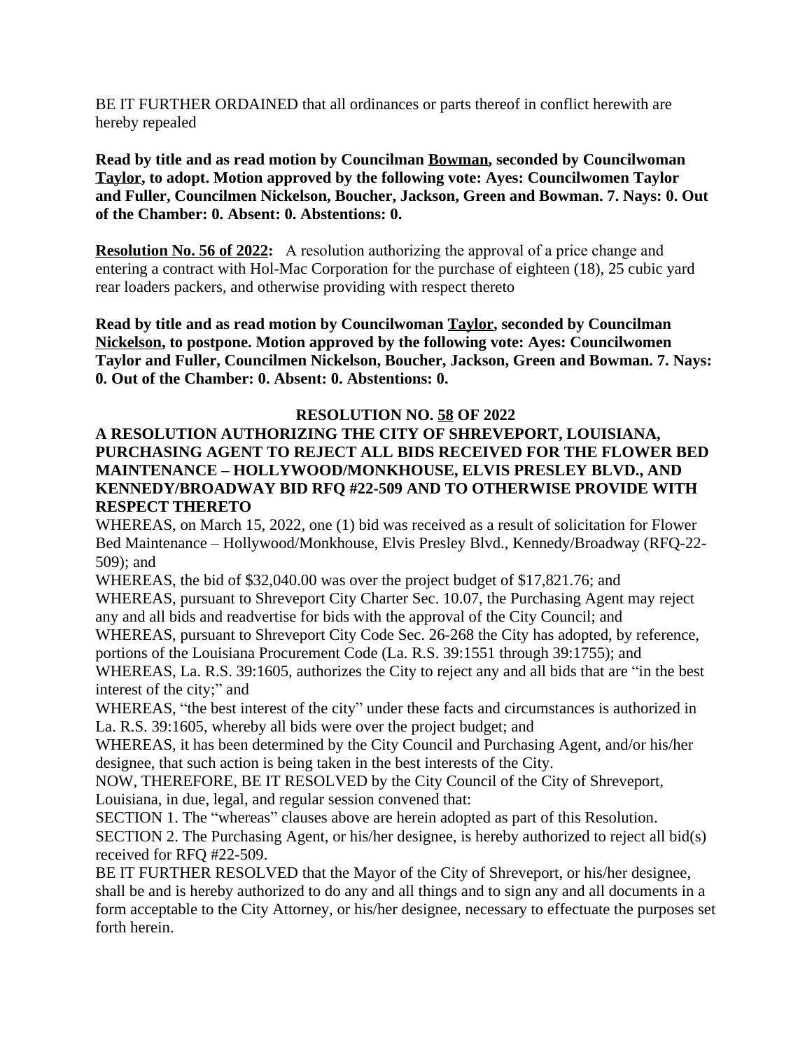BE IT FURTHER ORDAINED that all ordinances or parts thereof in conflict herewith are hereby repealed

**Read by title and as read motion by Councilman Bowman, seconded by Councilwoman Taylor, to adopt. Motion approved by the following vote: Ayes: Councilwomen Taylor and Fuller, Councilmen Nickelson, Boucher, Jackson, Green and Bowman. 7. Nays: 0. Out of the Chamber: 0. Absent: 0. Abstentions: 0.**

**Resolution No. 56 of 2022:** A resolution authorizing the approval of a price change and entering a contract with Hol-Mac Corporation for the purchase of eighteen (18), 25 cubic yard rear loaders packers, and otherwise providing with respect thereto

**Read by title and as read motion by Councilwoman Taylor, seconded by Councilman Nickelson, to postpone. Motion approved by the following vote: Ayes: Councilwomen Taylor and Fuller, Councilmen Nickelson, Boucher, Jackson, Green and Bowman. 7. Nays: 0. Out of the Chamber: 0. Absent: 0. Abstentions: 0.**

**RESOLUTION NO. 58 OF 2022**

**A RESOLUTION AUTHORIZING THE CITY OF SHREVEPORT, LOUISIANA, PURCHASING AGENT TO REJECT ALL BIDS RECEIVED FOR THE FLOWER BED MAINTENANCE – HOLLYWOOD/MONKHOUSE, ELVIS PRESLEY BLVD., AND KENNEDY/BROADWAY BID RFQ #22-509 AND TO OTHERWISE PROVIDE WITH RESPECT THERETO**

WHEREAS, on March 15, 2022, one (1) bid was received as a result of solicitation for Flower Bed Maintenance – Hollywood/Monkhouse, Elvis Presley Blvd., Kennedy/Broadway (RFQ-22-509); and

WHEREAS, the bid of $32,040.00 was over the project budget of $17,821.76; and

WHEREAS, pursuant to Shreveport City Charter Sec. 10.07, the Purchasing Agent may reject any and all bids and readvertise for bids with the approval of the City Council; and

WHEREAS, pursuant to Shreveport City Code Sec. 26-268 the City has adopted, by reference, portions of the Louisiana Procurement Code (La. R.S. 39:1551 through 39:1755); and

WHEREAS, La. R.S. 39:1605, authorizes the City to reject any and all bids that are "in the best interest of the city;" and

WHEREAS, "the best interest of the city" under these facts and circumstances is authorized in La. R.S. 39:1605, whereby all bids were over the project budget; and

WHEREAS, it has been determined by the City Council and Purchasing Agent, and/or his/her designee, that such action is being taken in the best interests of the City.

NOW, THEREFORE, BE IT RESOLVED by the City Council of the City of Shreveport, Louisiana, in due, legal, and regular session convened that:

SECTION 1. The "whereas" clauses above are herein adopted as part of this Resolution.

SECTION 2. The Purchasing Agent, or his/her designee, is hereby authorized to reject all bid(s) received for RFQ #22-509.

BE IT FURTHER RESOLVED that the Mayor of the City of Shreveport, or his/her designee, shall be and is hereby authorized to do any and all things and to sign any and all documents in a form acceptable to the City Attorney, or his/her designee, necessary to effectuate the purposes set forth herein.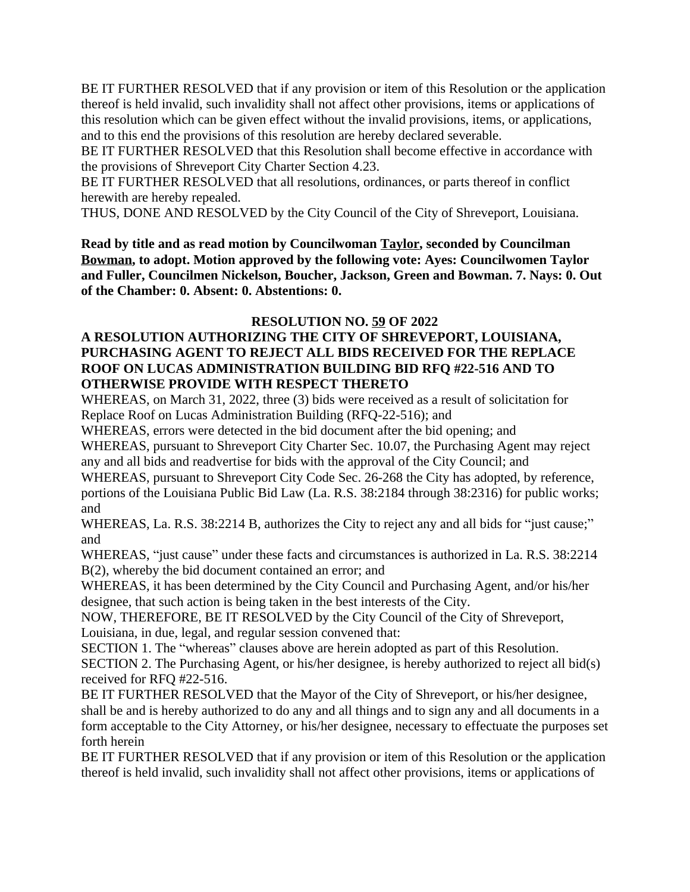BE IT FURTHER RESOLVED that if any provision or item of this Resolution or the application thereof is held invalid, such invalidity shall not affect other provisions, items or applications of this resolution which can be given effect without the invalid provisions, items, or applications, and to this end the provisions of this resolution are hereby declared severable.

BE IT FURTHER RESOLVED that this Resolution shall become effective in accordance with the provisions of Shreveport City Charter Section 4.23.

BE IT FURTHER RESOLVED that all resolutions, ordinances, or parts thereof in conflict herewith are hereby repealed.

THUS, DONE AND RESOLVED by the City Council of the City of Shreveport, Louisiana.

**Read by title and as read motion by Councilwoman Taylor, seconded by Councilman Bowman, to adopt. Motion approved by the following vote: Ayes: Councilwomen Taylor and Fuller, Councilmen Nickelson, Boucher, Jackson, Green and Bowman. 7. Nays: 0. Out of the Chamber: 0. Absent: 0. Abstentions: 0.**

**RESOLUTION NO. 59 OF 2022**

**A RESOLUTION AUTHORIZING THE CITY OF SHREVEPORT, LOUISIANA, PURCHASING AGENT TO REJECT ALL BIDS RECEIVED FOR THE REPLACE ROOF ON LUCAS ADMINISTRATION BUILDING BID RFQ #22-516 AND TO OTHERWISE PROVIDE WITH RESPECT THERETO**

WHEREAS, on March 31, 2022, three (3) bids were received as a result of solicitation for Replace Roof on Lucas Administration Building (RFQ-22-516); and

WHEREAS, errors were detected in the bid document after the bid opening; and

WHEREAS, pursuant to Shreveport City Charter Sec. 10.07, the Purchasing Agent may reject any and all bids and readvertise for bids with the approval of the City Council; and

WHEREAS, pursuant to Shreveport City Code Sec. 26-268 the City has adopted, by reference, portions of the Louisiana Public Bid Law (La. R.S. 38:2184 through 38:2316) for public works; and

WHEREAS, La. R.S. 38:2214 B, authorizes the City to reject any and all bids for "just cause;" and

WHEREAS, "just cause" under these facts and circumstances is authorized in La. R.S. 38:2214 B(2), whereby the bid document contained an error; and

WHEREAS, it has been determined by the City Council and Purchasing Agent, and/or his/her designee, that such action is being taken in the best interests of the City.

NOW, THEREFORE, BE IT RESOLVED by the City Council of the City of Shreveport, Louisiana, in due, legal, and regular session convened that:

SECTION 1. The "whereas" clauses above are herein adopted as part of this Resolution.

SECTION 2. The Purchasing Agent, or his/her designee, is hereby authorized to reject all bid(s) received for RFQ #22-516.

BE IT FURTHER RESOLVED that the Mayor of the City of Shreveport, or his/her designee, shall be and is hereby authorized to do any and all things and to sign any and all documents in a form acceptable to the City Attorney, or his/her designee, necessary to effectuate the purposes set forth herein

BE IT FURTHER RESOLVED that if any provision or item of this Resolution or the application thereof is held invalid, such invalidity shall not affect other provisions, items or applications of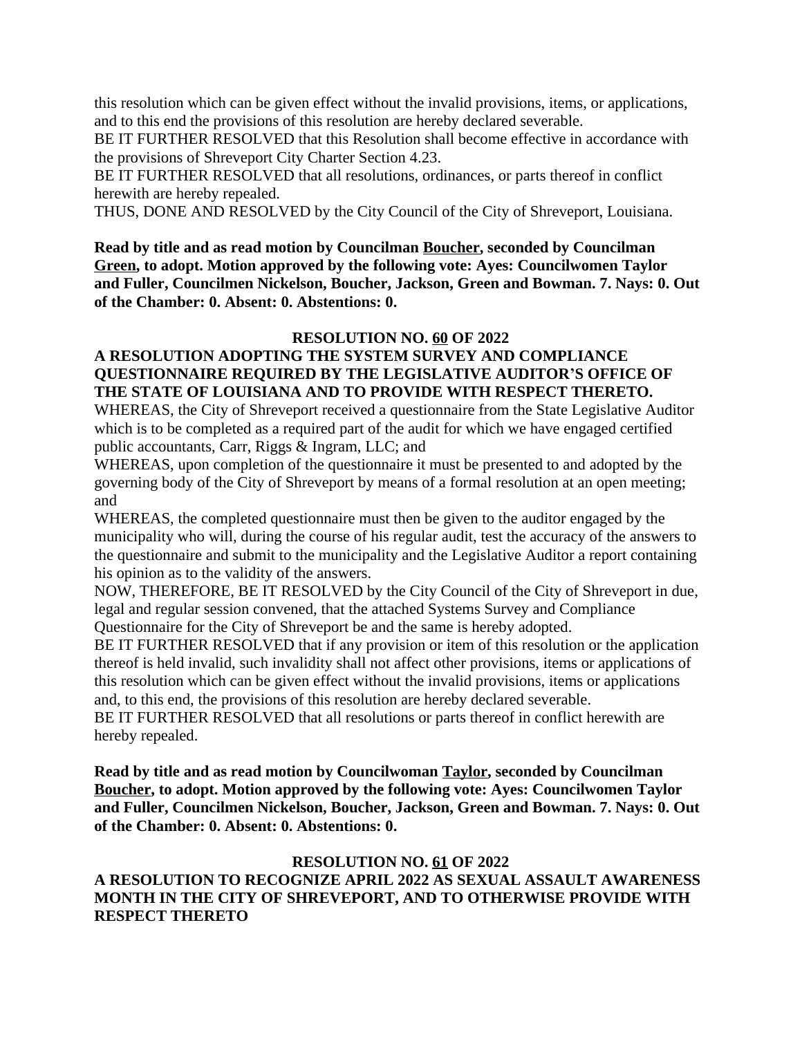this resolution which can be given effect without the invalid provisions, items, or applications, and to this end the provisions of this resolution are hereby declared severable.
BE IT FURTHER RESOLVED that this Resolution shall become effective in accordance with the provisions of Shreveport City Charter Section 4.23.
BE IT FURTHER RESOLVED that all resolutions, ordinances, or parts thereof in conflict herewith are hereby repealed.
THUS, DONE AND RESOLVED by the City Council of the City of Shreveport, Louisiana.

**Read by title and as read motion by Councilman Boucher, seconded by Councilman Green, to adopt. Motion approved by the following vote: Ayes: Councilwomen Taylor and Fuller, Councilmen Nickelson, Boucher, Jackson, Green and Bowman. 7. Nays: 0. Out of the Chamber: 0. Absent: 0. Abstentions: 0.**

**RESOLUTION NO. 60 OF 2022**

**A RESOLUTION ADOPTING THE SYSTEM SURVEY AND COMPLIANCE QUESTIONNAIRE REQUIRED BY THE LEGISLATIVE AUDITOR'S OFFICE OF THE STATE OF LOUISIANA AND TO PROVIDE WITH RESPECT THERETO.**

WHEREAS, the City of Shreveport received a questionnaire from the State Legislative Auditor which is to be completed as a required part of the audit for which we have engaged certified public accountants, Carr, Riggs & Ingram, LLC; and
WHEREAS, upon completion of the questionnaire it must be presented to and adopted by the governing body of the City of Shreveport by means of a formal resolution at an open meeting; and
WHEREAS, the completed questionnaire must then be given to the auditor engaged by the municipality who will, during the course of his regular audit, test the accuracy of the answers to the questionnaire and submit to the municipality and the Legislative Auditor a report containing his opinion as to the validity of the answers.
NOW, THEREFORE, BE IT RESOLVED by the City Council of the City of Shreveport in due, legal and regular session convened, that the attached Systems Survey and Compliance Questionnaire for the City of Shreveport be and the same is hereby adopted.
BE IT FURTHER RESOLVED that if any provision or item of this resolution or the application thereof is held invalid, such invalidity shall not affect other provisions, items or applications of this resolution which can be given effect without the invalid provisions, items or applications and, to this end, the provisions of this resolution are hereby declared severable.
BE IT FURTHER RESOLVED that all resolutions or parts thereof in conflict herewith are hereby repealed.

**Read by title and as read motion by Councilwoman Taylor, seconded by Councilman Boucher, to adopt. Motion approved by the following vote: Ayes: Councilwomen Taylor and Fuller, Councilmen Nickelson, Boucher, Jackson, Green and Bowman. 7. Nays: 0. Out of the Chamber: 0. Absent: 0. Abstentions: 0.**

**RESOLUTION NO. 61 OF 2022**

**A RESOLUTION TO RECOGNIZE APRIL 2022 AS SEXUAL ASSAULT AWARENESS MONTH IN THE CITY OF SHREVEPORT, AND TO OTHERWISE PROVIDE WITH RESPECT THERETO**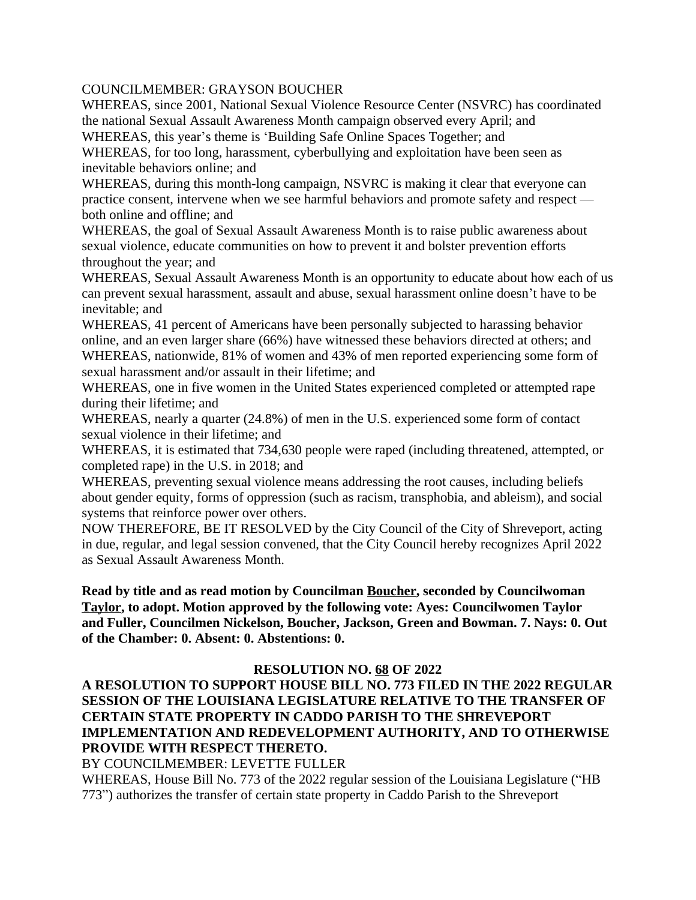COUNCILMEMBER: GRAYSON BOUCHER

WHEREAS, since 2001, National Sexual Violence Resource Center (NSVRC) has coordinated the national Sexual Assault Awareness Month campaign observed every April; and

WHEREAS, this year's theme is 'Building Safe Online Spaces Together; and

WHEREAS, for too long, harassment, cyberbullying and exploitation have been seen as inevitable behaviors online; and

WHEREAS, during this month-long campaign, NSVRC is making it clear that everyone can practice consent, intervene when we see harmful behaviors and promote safety and respect — both online and offline; and

WHEREAS, the goal of Sexual Assault Awareness Month is to raise public awareness about sexual violence, educate communities on how to prevent it and bolster prevention efforts throughout the year; and

WHEREAS, Sexual Assault Awareness Month is an opportunity to educate about how each of us can prevent sexual harassment, assault and abuse, sexual harassment online doesn't have to be inevitable; and

WHEREAS, 41 percent of Americans have been personally subjected to harassing behavior online, and an even larger share (66%) have witnessed these behaviors directed at others; and

WHEREAS, nationwide, 81% of women and 43% of men reported experiencing some form of sexual harassment and/or assault in their lifetime; and

WHEREAS, one in five women in the United States experienced completed or attempted rape during their lifetime; and

WHEREAS, nearly a quarter (24.8%) of men in the U.S. experienced some form of contact sexual violence in their lifetime; and

WHEREAS, it is estimated that 734,630 people were raped (including threatened, attempted, or completed rape) in the U.S. in 2018; and

WHEREAS, preventing sexual violence means addressing the root causes, including beliefs about gender equity, forms of oppression (such as racism, transphobia, and ableism), and social systems that reinforce power over others.

NOW THEREFORE, BE IT RESOLVED by the City Council of the City of Shreveport, acting in due, regular, and legal session convened, that the City Council hereby recognizes April 2022 as Sexual Assault Awareness Month.

**Read by title and as read motion by Councilman Boucher, seconded by Councilwoman Taylor, to adopt. Motion approved by the following vote: Ayes: Councilwomen Taylor and Fuller, Councilmen Nickelson, Boucher, Jackson, Green and Bowman. 7. Nays: 0. Out of the Chamber: 0. Absent: 0. Abstentions: 0.**

## RESOLUTION NO. 68 OF 2022

**A RESOLUTION TO SUPPORT HOUSE BILL NO. 773 FILED IN THE 2022 REGULAR SESSION OF THE LOUISIANA LEGISLATURE RELATIVE TO THE TRANSFER OF CERTAIN STATE PROPERTY IN CADDO PARISH TO THE SHREVEPORT IMPLEMENTATION AND REDEVELOPMENT AUTHORITY, AND TO OTHERWISE PROVIDE WITH RESPECT THERETO.**

BY COUNCILMEMBER: LEVETTE FULLER

WHEREAS, House Bill No. 773 of the 2022 regular session of the Louisiana Legislature ("HB 773") authorizes the transfer of certain state property in Caddo Parish to the Shreveport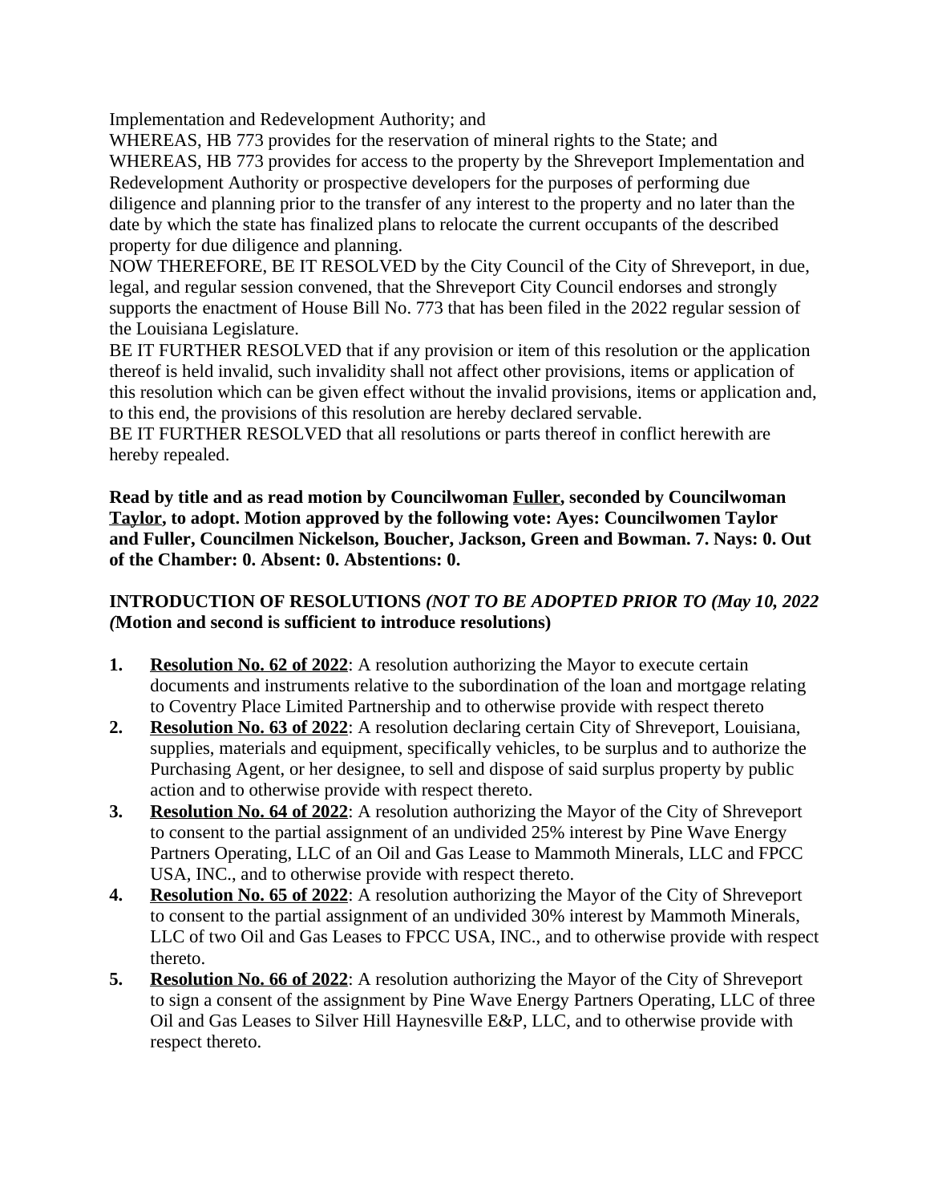Implementation and Redevelopment Authority; and

WHEREAS, HB 773 provides for the reservation of mineral rights to the State; and

WHEREAS, HB 773 provides for access to the property by the Shreveport Implementation and Redevelopment Authority or prospective developers for the purposes of performing due diligence and planning prior to the transfer of any interest to the property and no later than the date by which the state has finalized plans to relocate the current occupants of the described property for due diligence and planning.

NOW THEREFORE, BE IT RESOLVED by the City Council of the City of Shreveport, in due, legal, and regular session convened, that the Shreveport City Council endorses and strongly supports the enactment of House Bill No. 773 that has been filed in the 2022 regular session of the Louisiana Legislature.

BE IT FURTHER RESOLVED that if any provision or item of this resolution or the application thereof is held invalid, such invalidity shall not affect other provisions, items or application of this resolution which can be given effect without the invalid provisions, items or application and, to this end, the provisions of this resolution are hereby declared servable.

BE IT FURTHER RESOLVED that all resolutions or parts thereof in conflict herewith are hereby repealed.

**Read by title and as read motion by Councilwoman <u>Fuller</u>, seconded by Councilwoman <u>Taylor</u>, to adopt. Motion approved by the following vote: Ayes: Councilwomen Taylor and Fuller, Councilmen Nickelson, Boucher, Jackson, Green and Bowman. 7. Nays: 0. Out of the Chamber: 0. Absent: 0. Abstentions: 0.**

**INTRODUCTION OF RESOLUTIONS** ***(NOT TO BE ADOPTED PRIOR TO (May 10, 2022 (*****Motion and second is sufficient to introduce resolutions)**

1. **<u>Resolution No. 62 of 2022</u>**: A resolution authorizing the Mayor to execute certain documents and instruments relative to the subordination of the loan and mortgage relating to Coventry Place Limited Partnership and to otherwise provide with respect thereto
2. **<u>Resolution No. 63 of 2022</u>**: A resolution declaring certain City of Shreveport, Louisiana, supplies, materials and equipment, specifically vehicles, to be surplus and to authorize the Purchasing Agent, or her designee, to sell and dispose of said surplus property by public action and to otherwise provide with respect thereto.
3. **<u>Resolution No. 64 of 2022</u>**: A resolution authorizing the Mayor of the City of Shreveport to consent to the partial assignment of an undivided 25% interest by Pine Wave Energy Partners Operating, LLC of an Oil and Gas Lease to Mammoth Minerals, LLC and FPCC USA, INC., and to otherwise provide with respect thereto.
4. **<u>Resolution No. 65 of 2022</u>**: A resolution authorizing the Mayor of the City of Shreveport to consent to the partial assignment of an undivided 30% interest by Mammoth Minerals, LLC of two Oil and Gas Leases to FPCC USA, INC., and to otherwise provide with respect thereto.
5. **<u>Resolution No. 66 of 2022</u>**: A resolution authorizing the Mayor of the City of Shreveport to sign a consent of the assignment by Pine Wave Energy Partners Operating, LLC of three Oil and Gas Leases to Silver Hill Haynesville E&P, LLC, and to otherwise provide with respect thereto.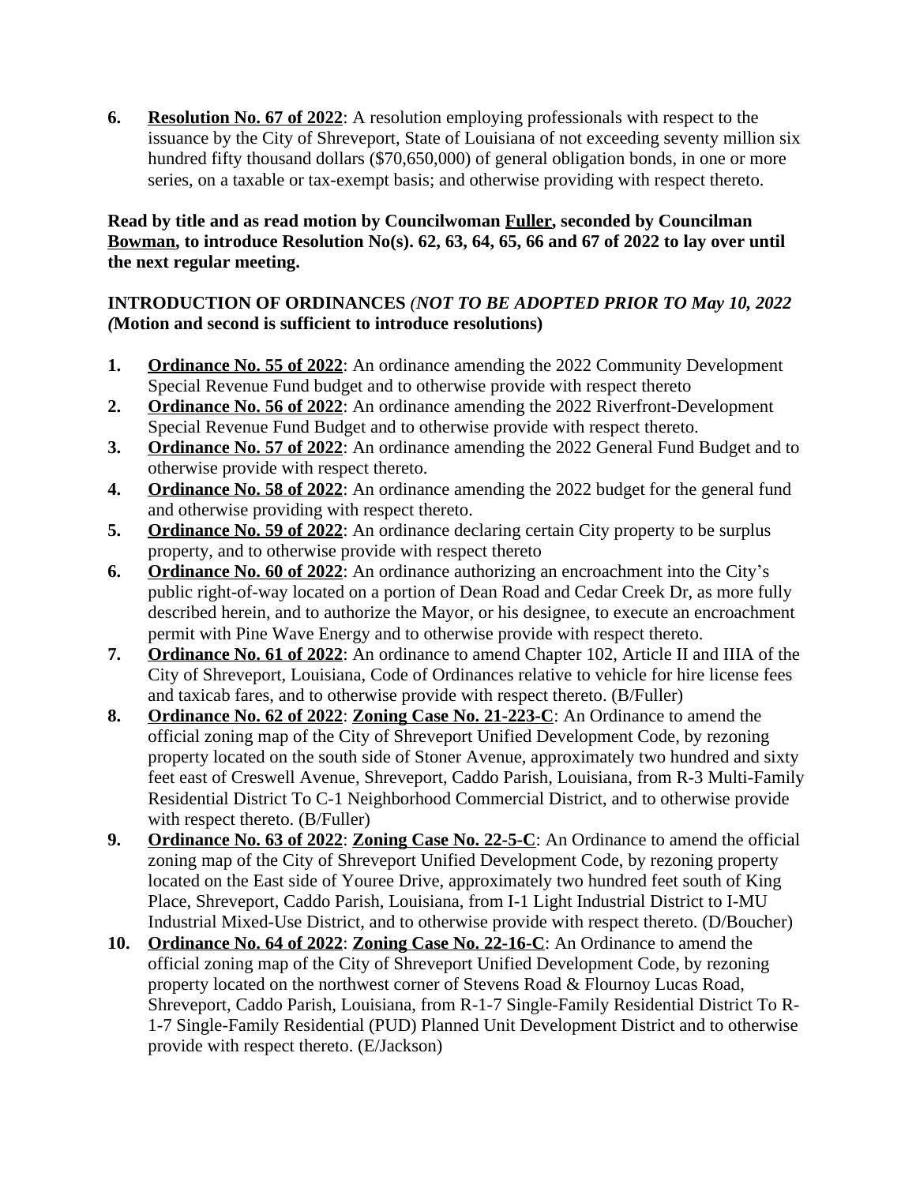6. **Resolution No. 67 of 2022**: A resolution employing professionals with respect to the issuance by the City of Shreveport, State of Louisiana of not exceeding seventy million six hundred fifty thousand dollars ($70,650,000) of general obligation bonds, in one or more series, on a taxable or tax-exempt basis; and otherwise providing with respect thereto.

**Read by title and as read motion by Councilwoman Fuller, seconded by Councilman Bowman, to introduce Resolution No(s). 62, 63, 64, 65, 66 and 67 of 2022 to lay over until the next regular meeting.**

**INTRODUCTION OF ORDINANCES *(NOT TO BE ADOPTED PRIOR TO May 10, 2022 (*Motion and second is sufficient to introduce resolutions)**

1. **Ordinance No. 55 of 2022**: An ordinance amending the 2022 Community Development Special Revenue Fund budget and to otherwise provide with respect thereto
2. **Ordinance No. 56 of 2022**: An ordinance amending the 2022 Riverfront-Development Special Revenue Fund Budget and to otherwise provide with respect thereto.
3. **Ordinance No. 57 of 2022**: An ordinance amending the 2022 General Fund Budget and to otherwise provide with respect thereto.
4. **Ordinance No. 58 of 2022**: An ordinance amending the 2022 budget for the general fund and otherwise providing with respect thereto.
5. **Ordinance No. 59 of 2022**: An ordinance declaring certain City property to be surplus property, and to otherwise provide with respect thereto
6. **Ordinance No. 60 of 2022**: An ordinance authorizing an encroachment into the City's public right-of-way located on a portion of Dean Road and Cedar Creek Dr, as more fully described herein, and to authorize the Mayor, or his designee, to execute an encroachment permit with Pine Wave Energy and to otherwise provide with respect thereto.
7. **Ordinance No. 61 of 2022**: An ordinance to amend Chapter 102, Article II and IIIA of the City of Shreveport, Louisiana, Code of Ordinances relative to vehicle for hire license fees and taxicab fares, and to otherwise provide with respect thereto. (B/Fuller)
8. **Ordinance No. 62 of 2022**: **Zoning Case No. 21-223-C**: An Ordinance to amend the official zoning map of the City of Shreveport Unified Development Code, by rezoning property located on the south side of Stoner Avenue, approximately two hundred and sixty feet east of Creswell Avenue, Shreveport, Caddo Parish, Louisiana, from R-3 Multi-Family Residential District To C-1 Neighborhood Commercial District, and to otherwise provide with respect thereto. (B/Fuller)
9. **Ordinance No. 63 of 2022**: **Zoning Case No. 22-5-C**: An Ordinance to amend the official zoning map of the City of Shreveport Unified Development Code, by rezoning property located on the East side of Youree Drive, approximately two hundred feet south of King Place, Shreveport, Caddo Parish, Louisiana, from I-1 Light Industrial District to I-MU Industrial Mixed-Use District, and to otherwise provide with respect thereto. (D/Boucher)
10. **Ordinance No. 64 of 2022**: **Zoning Case No. 22-16-C**: An Ordinance to amend the official zoning map of the City of Shreveport Unified Development Code, by rezoning property located on the northwest corner of Stevens Road & Flournoy Lucas Road, Shreveport, Caddo Parish, Louisiana, from R-1-7 Single-Family Residential District To R-1-7 Single-Family Residential (PUD) Planned Unit Development District and to otherwise provide with respect thereto. (E/Jackson)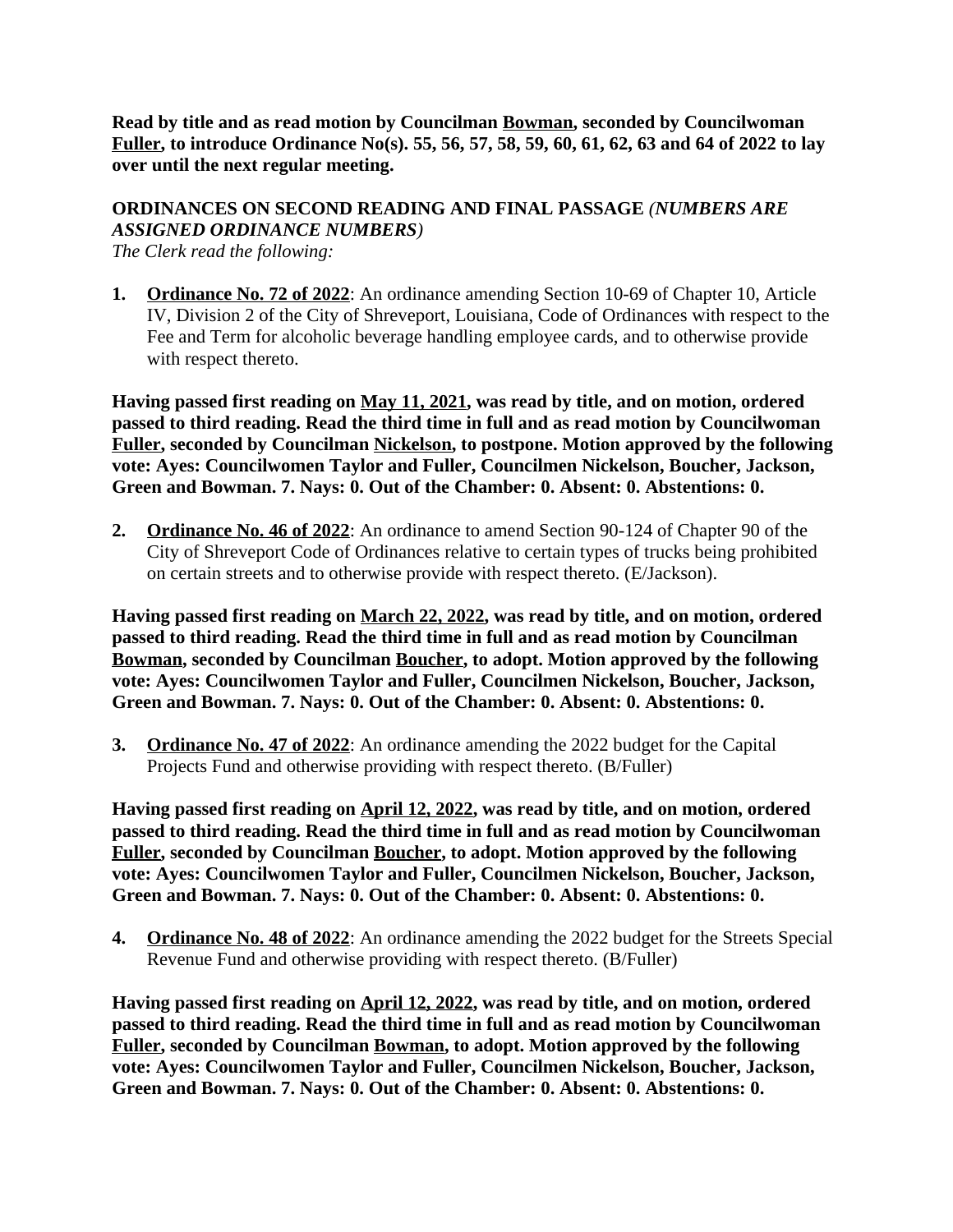**Read by title and as read motion by Councilman Bowman, seconded by Councilwoman Fuller, to introduce Ordinance No(s). 55, 56, 57, 58, 59, 60, 61, 62, 63 and 64 of 2022 to lay over until the next regular meeting.**

**ORDINANCES ON SECOND READING AND FINAL PASSAGE *(NUMBERS ARE ASSIGNED ORDINANCE NUMBERS)***

*The Clerk read the following:*

1. **Ordinance No. 72 of 2022**: An ordinance amending Section 10-69 of Chapter 10, Article IV, Division 2 of the City of Shreveport, Louisiana, Code of Ordinances with respect to the Fee and Term for alcoholic beverage handling employee cards, and to otherwise provide with respect thereto.

**Having passed first reading on May 11, 2021, was read by title, and on motion, ordered passed to third reading. Read the third time in full and as read motion by Councilwoman Fuller, seconded by Councilman Nickelson, to postpone. Motion approved by the following vote: Ayes: Councilwomen Taylor and Fuller, Councilmen Nickelson, Boucher, Jackson, Green and Bowman. 7. Nays: 0. Out of the Chamber: 0. Absent: 0. Abstentions: 0.**

2. **Ordinance No. 46 of 2022**: An ordinance to amend Section 90-124 of Chapter 90 of the City of Shreveport Code of Ordinances relative to certain types of trucks being prohibited on certain streets and to otherwise provide with respect thereto. (E/Jackson).

**Having passed first reading on March 22, 2022, was read by title, and on motion, ordered passed to third reading. Read the third time in full and as read motion by Councilman Bowman, seconded by Councilman Boucher, to adopt. Motion approved by the following vote: Ayes: Councilwomen Taylor and Fuller, Councilmen Nickelson, Boucher, Jackson, Green and Bowman. 7. Nays: 0. Out of the Chamber: 0. Absent: 0. Abstentions: 0.**

3. **Ordinance No. 47 of 2022**: An ordinance amending the 2022 budget for the Capital Projects Fund and otherwise providing with respect thereto. (B/Fuller)

**Having passed first reading on April 12, 2022, was read by title, and on motion, ordered passed to third reading. Read the third time in full and as read motion by Councilwoman Fuller, seconded by Councilman Boucher, to adopt. Motion approved by the following vote: Ayes: Councilwomen Taylor and Fuller, Councilmen Nickelson, Boucher, Jackson, Green and Bowman. 7. Nays: 0. Out of the Chamber: 0. Absent: 0. Abstentions: 0.**

4. **Ordinance No. 48 of 2022**: An ordinance amending the 2022 budget for the Streets Special Revenue Fund and otherwise providing with respect thereto. (B/Fuller)

**Having passed first reading on April 12, 2022, was read by title, and on motion, ordered passed to third reading. Read the third time in full and as read motion by Councilwoman Fuller, seconded by Councilman Bowman, to adopt. Motion approved by the following vote: Ayes: Councilwomen Taylor and Fuller, Councilmen Nickelson, Boucher, Jackson, Green and Bowman. 7. Nays: 0. Out of the Chamber: 0. Absent: 0. Abstentions: 0.**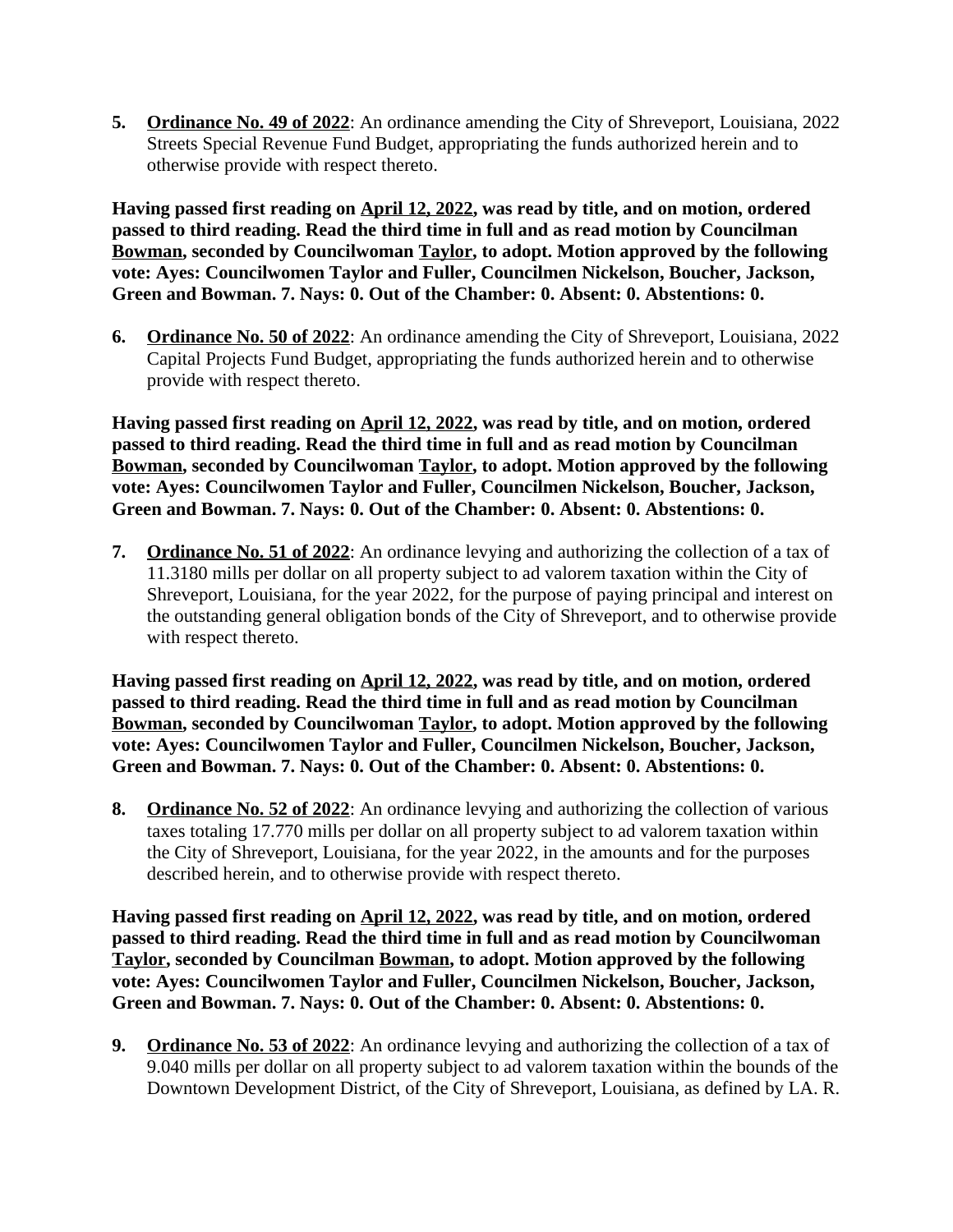5. **<u>Ordinance No. 49 of 2022</u>**: An ordinance amending the City of Shreveport, Louisiana, 2022 Streets Special Revenue Fund Budget, appropriating the funds authorized herein and to otherwise provide with respect thereto.

**Having passed first reading on <u>April 12, 2022</u>, was read by title, and on motion, ordered passed to third reading. Read the third time in full and as read motion by Councilman <u>Bowman</u>, seconded by Councilwoman <u>Taylor</u>, to adopt. Motion approved by the following vote: Ayes: Councilwomen Taylor and Fuller, Councilmen Nickelson, Boucher, Jackson, Green and Bowman. 7. Nays: 0. Out of the Chamber: 0. Absent: 0. Abstentions: 0.**

6. **<u>Ordinance No. 50 of 2022</u>**: An ordinance amending the City of Shreveport, Louisiana, 2022 Capital Projects Fund Budget, appropriating the funds authorized herein and to otherwise provide with respect thereto.

**Having passed first reading on <u>April 12, 2022</u>, was read by title, and on motion, ordered passed to third reading. Read the third time in full and as read motion by Councilman <u>Bowman</u>, seconded by Councilwoman <u>Taylor</u>, to adopt. Motion approved by the following vote: Ayes: Councilwomen Taylor and Fuller, Councilmen Nickelson, Boucher, Jackson, Green and Bowman. 7. Nays: 0. Out of the Chamber: 0. Absent: 0. Abstentions: 0.**

7. **<u>Ordinance No. 51 of 2022</u>**: An ordinance levying and authorizing the collection of a tax of 11.3180 mills per dollar on all property subject to ad valorem taxation within the City of Shreveport, Louisiana, for the year 2022, for the purpose of paying principal and interest on the outstanding general obligation bonds of the City of Shreveport, and to otherwise provide with respect thereto.

**Having passed first reading on <u>April 12, 2022</u>, was read by title, and on motion, ordered passed to third reading. Read the third time in full and as read motion by Councilman <u>Bowman</u>, seconded by Councilwoman <u>Taylor</u>, to adopt. Motion approved by the following vote: Ayes: Councilwomen Taylor and Fuller, Councilmen Nickelson, Boucher, Jackson, Green and Bowman. 7. Nays: 0. Out of the Chamber: 0. Absent: 0. Abstentions: 0.**

8. **<u>Ordinance No. 52 of 2022</u>**: An ordinance levying and authorizing the collection of various taxes totaling 17.770 mills per dollar on all property subject to ad valorem taxation within the City of Shreveport, Louisiana, for the year 2022, in the amounts and for the purposes described herein, and to otherwise provide with respect thereto.

**Having passed first reading on <u>April 12, 2022</u>, was read by title, and on motion, ordered passed to third reading. Read the third time in full and as read motion by Councilwoman <u>Taylor</u>, seconded by Councilman <u>Bowman</u>, to adopt. Motion approved by the following vote: Ayes: Councilwomen Taylor and Fuller, Councilmen Nickelson, Boucher, Jackson, Green and Bowman. 7. Nays: 0. Out of the Chamber: 0. Absent: 0. Abstentions: 0.**

9. **<u>Ordinance No. 53 of 2022</u>**: An ordinance levying and authorizing the collection of a tax of 9.040 mills per dollar on all property subject to ad valorem taxation within the bounds of the Downtown Development District, of the City of Shreveport, Louisiana, as defined by LA. R.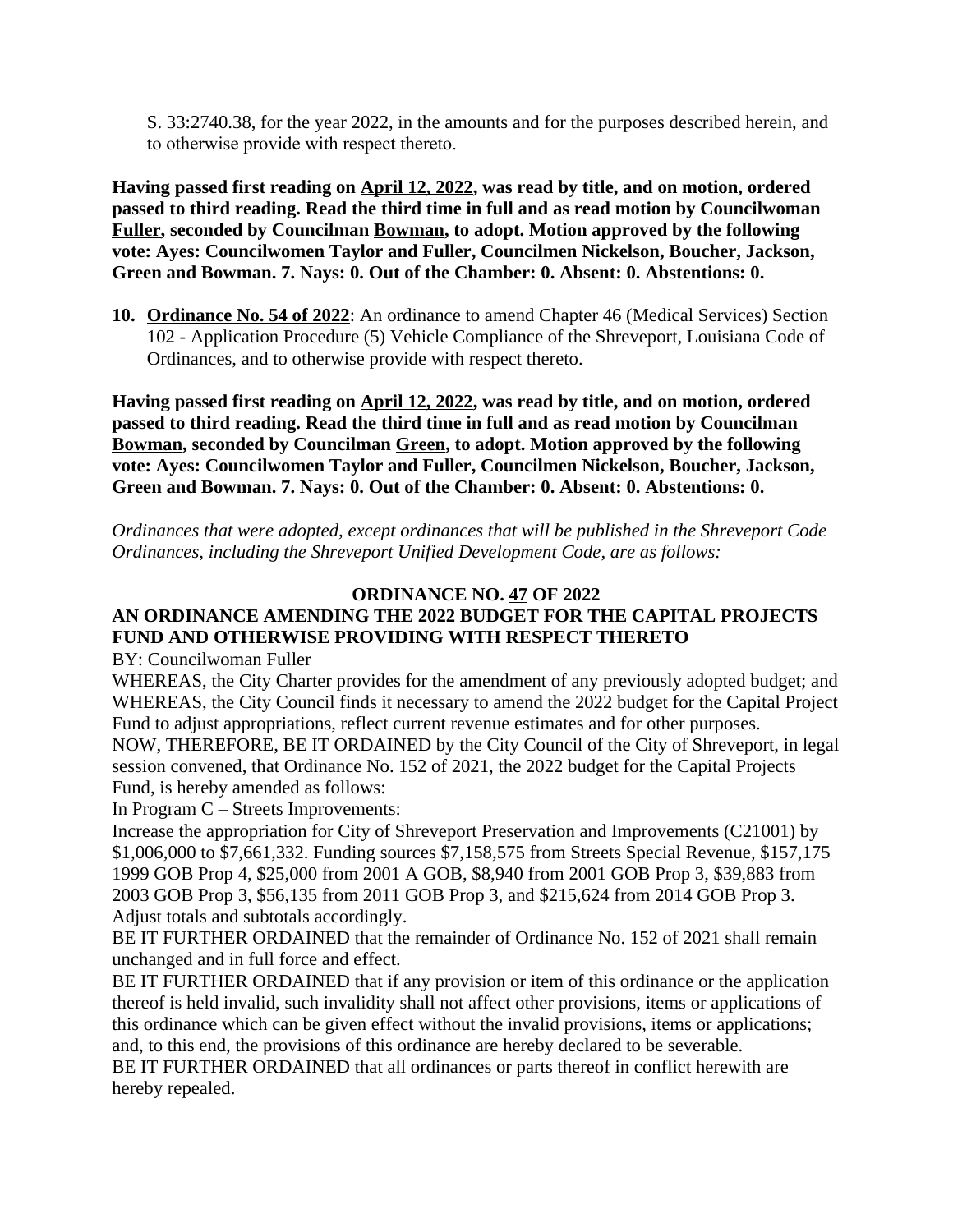S. 33:2740.38, for the year 2022, in the amounts and for the purposes described herein, and to otherwise provide with respect thereto.

**Having passed first reading on April 12, 2022, was read by title, and on motion, ordered passed to third reading. Read the third time in full and as read motion by Councilwoman Fuller, seconded by Councilman Bowman, to adopt. Motion approved by the following vote: Ayes: Councilwomen Taylor and Fuller, Councilmen Nickelson, Boucher, Jackson, Green and Bowman. 7. Nays: 0. Out of the Chamber: 0. Absent: 0. Abstentions: 0.**

10. **Ordinance No. 54 of 2022**: An ordinance to amend Chapter 46 (Medical Services) Section 102 - Application Procedure (5) Vehicle Compliance of the Shreveport, Louisiana Code of Ordinances, and to otherwise provide with respect thereto.

**Having passed first reading on April 12, 2022, was read by title, and on motion, ordered passed to third reading. Read the third time in full and as read motion by Councilman Bowman, seconded by Councilman Green, to adopt. Motion approved by the following vote: Ayes: Councilwomen Taylor and Fuller, Councilmen Nickelson, Boucher, Jackson, Green and Bowman. 7. Nays: 0. Out of the Chamber: 0. Absent: 0. Abstentions: 0.**

*Ordinances that were adopted, except ordinances that will be published in the Shreveport Code Ordinances, including the Shreveport Unified Development Code, are as follows:*

**ORDINANCE NO. 47 OF 2022**

**AN ORDINANCE AMENDING THE 2022 BUDGET FOR THE CAPITAL PROJECTS FUND AND OTHERWISE PROVIDING WITH RESPECT THERETO**

BY: Councilwoman Fuller

WHEREAS, the City Charter provides for the amendment of any previously adopted budget; and WHEREAS, the City Council finds it necessary to amend the 2022 budget for the Capital Project Fund to adjust appropriations, reflect current revenue estimates and for other purposes.

NOW, THEREFORE, BE IT ORDAINED by the City Council of the City of Shreveport, in legal session convened, that Ordinance No. 152 of 2021, the 2022 budget for the Capital Projects Fund, is hereby amended as follows:

In Program C – Streets Improvements:

Increase the appropriation for City of Shreveport Preservation and Improvements (C21001) by $1,006,000 to $7,661,332. Funding sources $7,158,575 from Streets Special Revenue, $157,175 1999 GOB Prop 4, $25,000 from 2001 A GOB, $8,940 from 2001 GOB Prop 3, $39,883 from 2003 GOB Prop 3, $56,135 from 2011 GOB Prop 3, and $215,624 from 2014 GOB Prop 3. Adjust totals and subtotals accordingly.

BE IT FURTHER ORDAINED that the remainder of Ordinance No. 152 of 2021 shall remain unchanged and in full force and effect.

BE IT FURTHER ORDAINED that if any provision or item of this ordinance or the application thereof is held invalid, such invalidity shall not affect other provisions, items or applications of this ordinance which can be given effect without the invalid provisions, items or applications; and, to this end, the provisions of this ordinance are hereby declared to be severable.

BE IT FURTHER ORDAINED that all ordinances or parts thereof in conflict herewith are hereby repealed.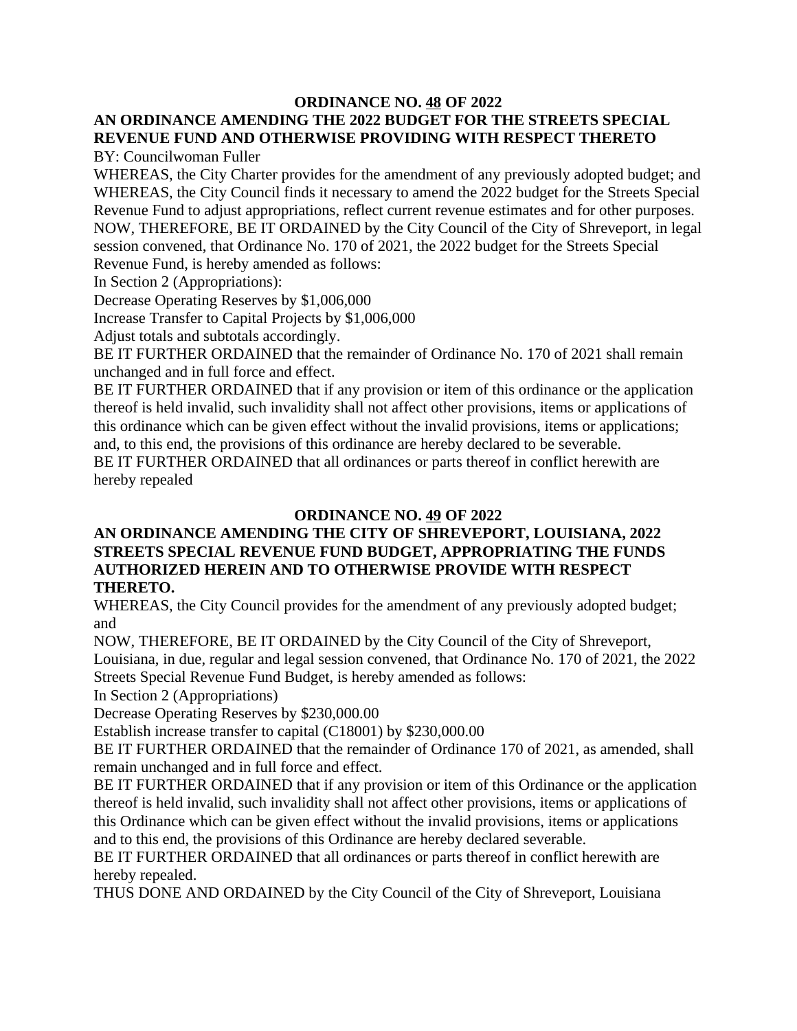# ORDINANCE NO. <u>48</u> OF 2022

## AN ORDINANCE AMENDING THE 2022 BUDGET FOR THE STREETS SPECIAL REVENUE FUND AND OTHERWISE PROVIDING WITH RESPECT THERETO

BY: Councilwoman Fuller

WHEREAS, the City Charter provides for the amendment of any previously adopted budget; and

WHEREAS, the City Council finds it necessary to amend the 2022 budget for the Streets Special Revenue Fund to adjust appropriations, reflect current revenue estimates and for other purposes.

NOW, THEREFORE, BE IT ORDAINED by the City Council of the City of Shreveport, in legal session convened, that Ordinance No. 170 of 2021, the 2022 budget for the Streets Special Revenue Fund, is hereby amended as follows:

In Section 2 (Appropriations):

Decrease Operating Reserves by $1,006,000

Increase Transfer to Capital Projects by $1,006,000

Adjust totals and subtotals accordingly.

BE IT FURTHER ORDAINED that the remainder of Ordinance No. 170 of 2021 shall remain unchanged and in full force and effect.

BE IT FURTHER ORDAINED that if any provision or item of this ordinance or the application thereof is held invalid, such invalidity shall not affect other provisions, items or applications of this ordinance which can be given effect without the invalid provisions, items or applications; and, to this end, the provisions of this ordinance are hereby declared to be severable.

BE IT FURTHER ORDAINED that all ordinances or parts thereof in conflict herewith are hereby repealed

# ORDINANCE NO. <u>49</u> OF 2022

## AN ORDINANCE AMENDING THE CITY OF SHREVEPORT, LOUISIANA, 2022 STREETS SPECIAL REVENUE FUND BUDGET, APPROPRIATING THE FUNDS AUTHORIZED HEREIN AND TO OTHERWISE PROVIDE WITH RESPECT THERETO.

WHEREAS, the City Council provides for the amendment of any previously adopted budget; and

NOW, THEREFORE, BE IT ORDAINED by the City Council of the City of Shreveport, Louisiana, in due, regular and legal session convened, that Ordinance No. 170 of 2021, the 2022 Streets Special Revenue Fund Budget, is hereby amended as follows:

In Section 2 (Appropriations)

Decrease Operating Reserves by $230,000.00

Establish increase transfer to capital (C18001) by $230,000.00

BE IT FURTHER ORDAINED that the remainder of Ordinance 170 of 2021, as amended, shall remain unchanged and in full force and effect.

BE IT FURTHER ORDAINED that if any provision or item of this Ordinance or the application thereof is held invalid, such invalidity shall not affect other provisions, items or applications of this Ordinance which can be given effect without the invalid provisions, items or applications and to this end, the provisions of this Ordinance are hereby declared severable.

BE IT FURTHER ORDAINED that all ordinances or parts thereof in conflict herewith are hereby repealed.

THUS DONE AND ORDAINED by the City Council of the City of Shreveport, Louisiana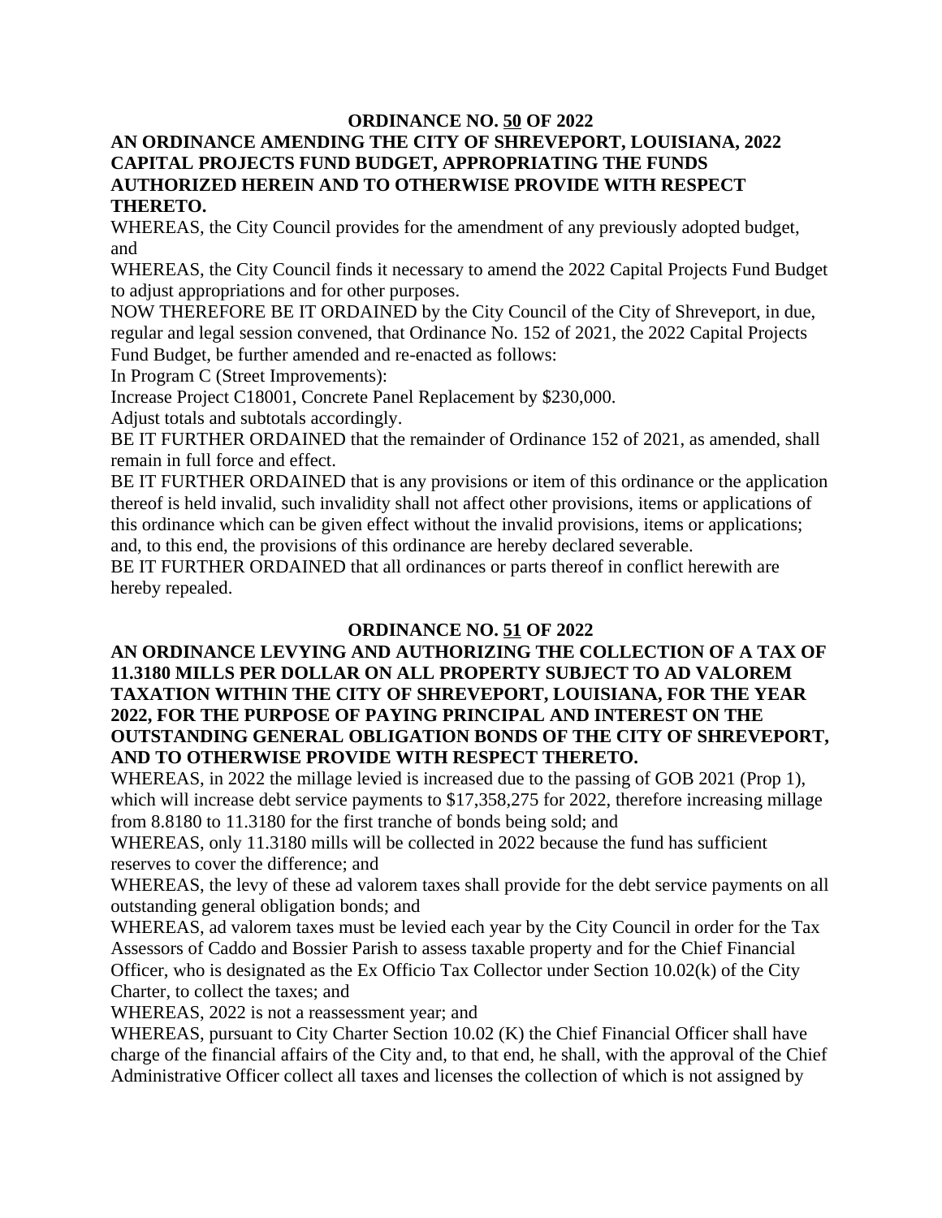## ORDINANCE NO. 50 OF 2022

**AN ORDINANCE AMENDING THE CITY OF SHREVEPORT, LOUISIANA, 2022 CAPITAL PROJECTS FUND BUDGET, APPROPRIATING THE FUNDS AUTHORIZED HEREIN AND TO OTHERWISE PROVIDE WITH RESPECT THERETO.**

WHEREAS, the City Council provides for the amendment of any previously adopted budget, and

WHEREAS, the City Council finds it necessary to amend the 2022 Capital Projects Fund Budget to adjust appropriations and for other purposes.

NOW THEREFORE BE IT ORDAINED by the City Council of the City of Shreveport, in due, regular and legal session convened, that Ordinance No. 152 of 2021, the 2022 Capital Projects Fund Budget, be further amended and re-enacted as follows:

In Program C (Street Improvements):

Increase Project C18001, Concrete Panel Replacement by $230,000.

Adjust totals and subtotals accordingly.

BE IT FURTHER ORDAINED that the remainder of Ordinance 152 of 2021, as amended, shall remain in full force and effect.

BE IT FURTHER ORDAINED that is any provisions or item of this ordinance or the application thereof is held invalid, such invalidity shall not affect other provisions, items or applications of this ordinance which can be given effect without the invalid provisions, items or applications; and, to this end, the provisions of this ordinance are hereby declared severable.

BE IT FURTHER ORDAINED that all ordinances or parts thereof in conflict herewith are hereby repealed.

## ORDINANCE NO. 51 OF 2022

**AN ORDINANCE LEVYING AND AUTHORIZING THE COLLECTION OF A TAX OF 11.3180 MILLS PER DOLLAR ON ALL PROPERTY SUBJECT TO AD VALOREM TAXATION WITHIN THE CITY OF SHREVEPORT, LOUISIANA, FOR THE YEAR 2022, FOR THE PURPOSE OF PAYING PRINCIPAL AND INTEREST ON THE OUTSTANDING GENERAL OBLIGATION BONDS OF THE CITY OF SHREVEPORT, AND TO OTHERWISE PROVIDE WITH RESPECT THERETO.**

WHEREAS, in 2022 the millage levied is increased due to the passing of GOB 2021 (Prop 1), which will increase debt service payments to $17,358,275 for 2022, therefore increasing millage from 8.8180 to 11.3180 for the first tranche of bonds being sold; and

WHEREAS, only 11.3180 mills will be collected in 2022 because the fund has sufficient reserves to cover the difference; and

WHEREAS, the levy of these ad valorem taxes shall provide for the debt service payments on all outstanding general obligation bonds; and

WHEREAS, ad valorem taxes must be levied each year by the City Council in order for the Tax Assessors of Caddo and Bossier Parish to assess taxable property and for the Chief Financial Officer, who is designated as the Ex Officio Tax Collector under Section 10.02(k) of the City Charter, to collect the taxes; and

WHEREAS, 2022 is not a reassessment year; and

WHEREAS, pursuant to City Charter Section 10.02 (K) the Chief Financial Officer shall have charge of the financial affairs of the City and, to that end, he shall, with the approval of the Chief Administrative Officer collect all taxes and licenses the collection of which is not assigned by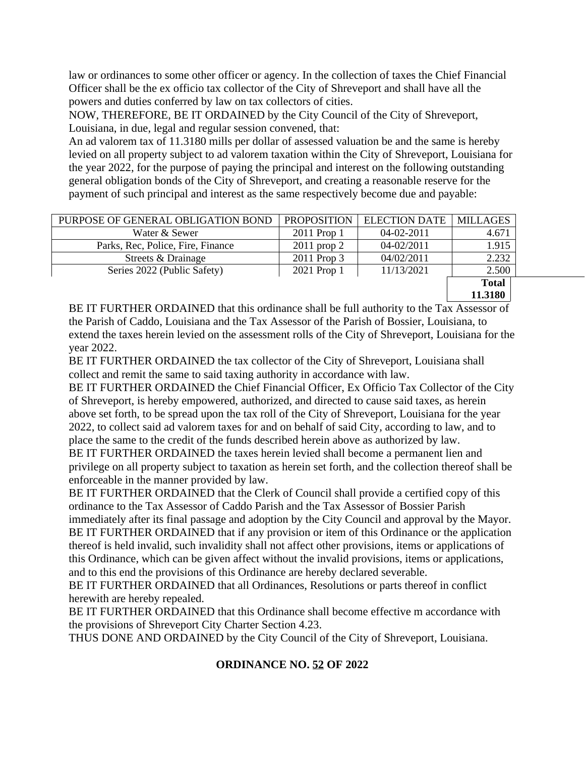law or ordinances to some other officer or agency. In the collection of taxes the Chief Financial Officer shall be the ex officio tax collector of the City of Shreveport and shall have all the powers and duties conferred by law on tax collectors of cities.

NOW, THEREFORE, BE IT ORDAINED by the City Council of the City of Shreveport, Louisiana, in due, legal and regular session convened, that:

An ad valorem tax of 11.3180 mills per dollar of assessed valuation be and the same is hereby levied on all property subject to ad valorem taxation within the City of Shreveport, Louisiana for the year 2022, for the purpose of paying the principal and interest on the following outstanding general obligation bonds of the City of Shreveport, and creating a reasonable reserve for the payment of such principal and interest as the same respectively become due and payable:

| PURPOSE OF GENERAL OBLIGATION BOND | PROPOSITION | ELECTION DATE | MILLAGES |
|---|---|---|---|
| Water & Sewer | 2011 Prop 1 | 04-02-2011 | 4.671 |
| Parks, Rec, Police, Fire, Finance | 2011 prop 2 | 04-02/2011 | 1.915 |
| Streets & Drainage | 2011 Prop 3 | 04/02/2011 | 2.232 |
| Series 2022 (Public Safety) | 2021 Prop 1 | 11/13/2021 | 2.500 |
| | | | **Total 11.3180** |

BE IT FURTHER ORDAINED that this ordinance shall be full authority to the Tax Assessor of the Parish of Caddo, Louisiana and the Tax Assessor of the Parish of Bossier, Louisiana, to extend the taxes herein levied on the assessment rolls of the City of Shreveport, Louisiana for the year 2022.

BE IT FURTHER ORDAINED the tax collector of the City of Shreveport, Louisiana shall collect and remit the same to said taxing authority in accordance with law.

BE IT FURTHER ORDAINED the Chief Financial Officer, Ex Officio Tax Collector of the City of Shreveport, is hereby empowered, authorized, and directed to cause said taxes, as herein above set forth, to be spread upon the tax roll of the City of Shreveport, Louisiana for the year 2022, to collect said ad valorem taxes for and on behalf of said City, according to law, and to place the same to the credit of the funds described herein above as authorized by law.

BE IT FURTHER ORDAINED the taxes herein levied shall become a permanent lien and privilege on all property subject to taxation as herein set forth, and the collection thereof shall be enforceable in the manner provided by law.

BE IT FURTHER ORDAINED that the Clerk of Council shall provide a certified copy of this ordinance to the Tax Assessor of Caddo Parish and the Tax Assessor of Bossier Parish immediately after its final passage and adoption by the City Council and approval by the Mayor.

BE IT FURTHER ORDAINED that if any provision or item of this Ordinance or the application thereof is held invalid, such invalidity shall not affect other provisions, items or applications of this Ordinance, which can be given affect without the invalid provisions, items or applications, and to this end the provisions of this Ordinance are hereby declared severable.

BE IT FURTHER ORDAINED that all Ordinances, Resolutions or parts thereof in conflict herewith are hereby repealed.

BE IT FURTHER ORDAINED that this Ordinance shall become effective m accordance with the provisions of Shreveport City Charter Section 4.23.

THUS DONE AND ORDAINED by the City Council of the City of Shreveport, Louisiana.

**ORDINANCE NO. 52 OF 2022**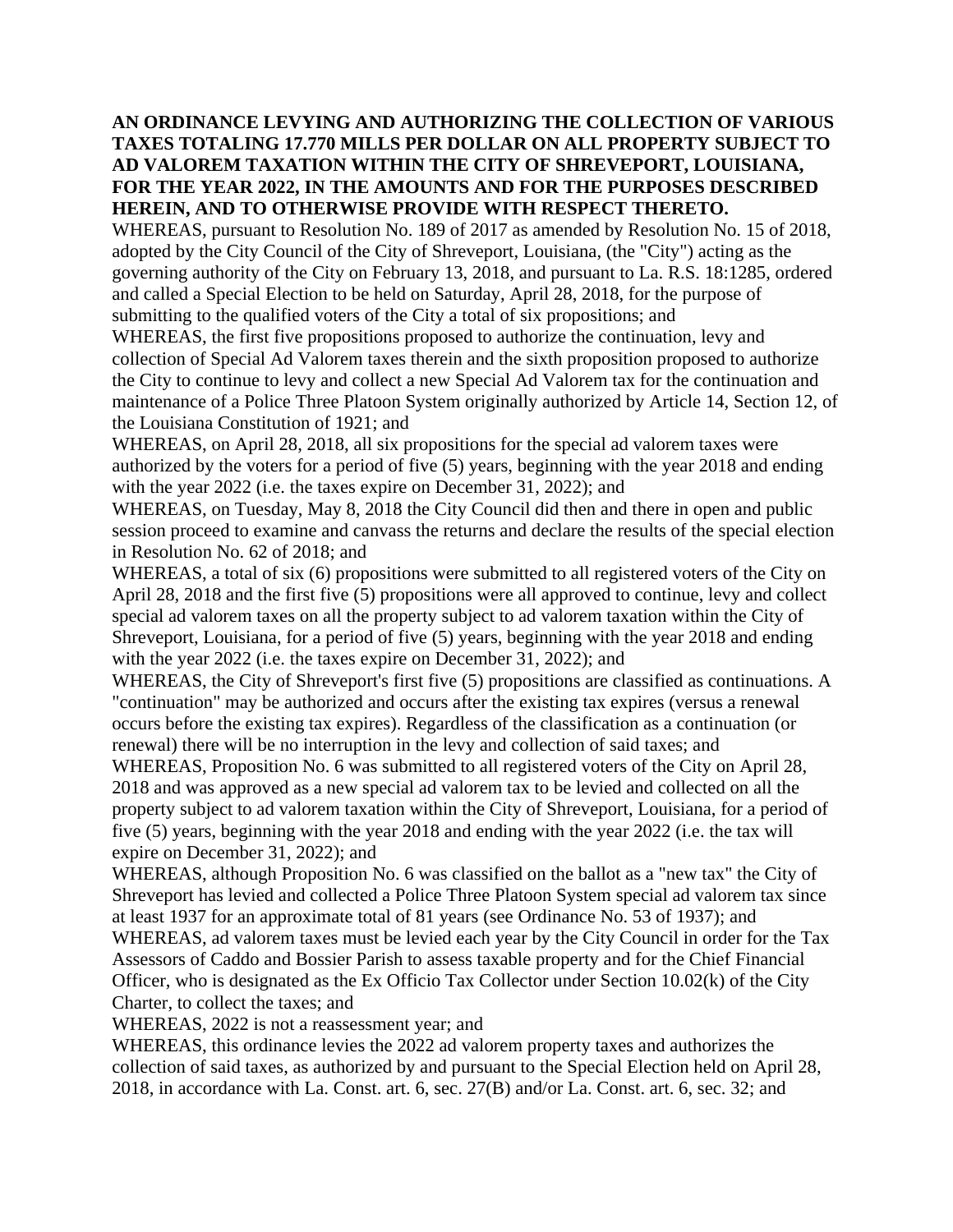**AN ORDINANCE LEVYING AND AUTHORIZING THE COLLECTION OF VARIOUS TAXES TOTALING 17.770 MILLS PER DOLLAR ON ALL PROPERTY SUBJECT TO AD VALOREM TAXATION WITHIN THE CITY OF SHREVEPORT, LOUISIANA, FOR THE YEAR 2022, IN THE AMOUNTS AND FOR THE PURPOSES DESCRIBED HEREIN, AND TO OTHERWISE PROVIDE WITH RESPECT THERETO.**

WHEREAS, pursuant to Resolution No. 189 of 2017 as amended by Resolution No. 15 of 2018, adopted by the City Council of the City of Shreveport, Louisiana, (the "City") acting as the governing authority of the City on February 13, 2018, and pursuant to La. R.S. 18:1285, ordered and called a Special Election to be held on Saturday, April 28, 2018, for the purpose of submitting to the qualified voters of the City a total of six propositions; and

WHEREAS, the first five propositions proposed to authorize the continuation, levy and collection of Special Ad Valorem taxes therein and the sixth proposition proposed to authorize the City to continue to levy and collect a new Special Ad Valorem tax for the continuation and maintenance of a Police Three Platoon System originally authorized by Article 14, Section 12, of the Louisiana Constitution of 1921; and

WHEREAS, on April 28, 2018, all six propositions for the special ad valorem taxes were authorized by the voters for a period of five (5) years, beginning with the year 2018 and ending with the year 2022 (i.e. the taxes expire on December 31, 2022); and

WHEREAS, on Tuesday, May 8, 2018 the City Council did then and there in open and public session proceed to examine and canvass the returns and declare the results of the special election in Resolution No. 62 of 2018; and

WHEREAS, a total of six (6) propositions were submitted to all registered voters of the City on April 28, 2018 and the first five (5) propositions were all approved to continue, levy and collect special ad valorem taxes on all the property subject to ad valorem taxation within the City of Shreveport, Louisiana, for a period of five (5) years, beginning with the year 2018 and ending with the year 2022 (i.e. the taxes expire on December 31, 2022); and

WHEREAS, the City of Shreveport's first five (5) propositions are classified as continuations. A "continuation" may be authorized and occurs after the existing tax expires (versus a renewal occurs before the existing tax expires). Regardless of the classification as a continuation (or renewal) there will be no interruption in the levy and collection of said taxes; and

WHEREAS, Proposition No. 6 was submitted to all registered voters of the City on April 28, 2018 and was approved as a new special ad valorem tax to be levied and collected on all the property subject to ad valorem taxation within the City of Shreveport, Louisiana, for a period of five (5) years, beginning with the year 2018 and ending with the year 2022 (i.e. the tax will expire on December 31, 2022); and

WHEREAS, although Proposition No. 6 was classified on the ballot as a "new tax" the City of Shreveport has levied and collected a Police Three Platoon System special ad valorem tax since at least 1937 for an approximate total of 81 years (see Ordinance No. 53 of 1937); and

WHEREAS, ad valorem taxes must be levied each year by the City Council in order for the Tax Assessors of Caddo and Bossier Parish to assess taxable property and for the Chief Financial Officer, who is designated as the Ex Officio Tax Collector under Section 10.02(k) of the City Charter, to collect the taxes; and

WHEREAS, 2022 is not a reassessment year; and

WHEREAS, this ordinance levies the 2022 ad valorem property taxes and authorizes the collection of said taxes, as authorized by and pursuant to the Special Election held on April 28, 2018, in accordance with La. Const. art. 6, sec. 27(B) and/or La. Const. art. 6, sec. 32; and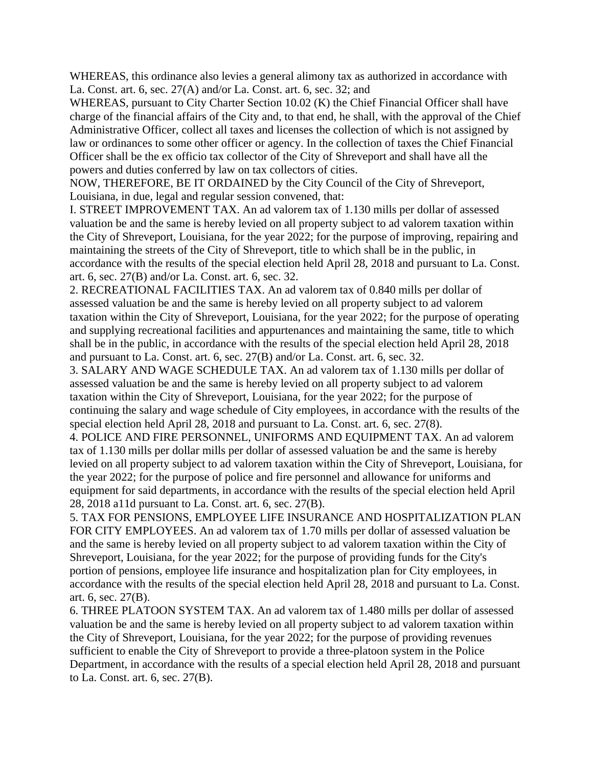WHEREAS, this ordinance also levies a general alimony tax as authorized in accordance with La. Const. art. 6, sec. 27(A) and/or La. Const. art. 6, sec. 32; and

WHEREAS, pursuant to City Charter Section 10.02 (K) the Chief Financial Officer shall have charge of the financial affairs of the City and, to that end, he shall, with the approval of the Chief Administrative Officer, collect all taxes and licenses the collection of which is not assigned by law or ordinances to some other officer or agency. In the collection of taxes the Chief Financial Officer shall be the ex officio tax collector of the City of Shreveport and shall have all the powers and duties conferred by law on tax collectors of cities.

NOW, THEREFORE, BE IT ORDAINED by the City Council of the City of Shreveport, Louisiana, in due, legal and regular session convened, that:

I. STREET IMPROVEMENT TAX. An ad valorem tax of 1.130 mills per dollar of assessed valuation be and the same is hereby levied on all property subject to ad valorem taxation within the City of Shreveport, Louisiana, for the year 2022; for the purpose of improving, repairing and maintaining the streets of the City of Shreveport, title to which shall be in the public, in accordance with the results of the special election held April 28, 2018 and pursuant to La. Const. art. 6, sec. 27(B) and/or La. Const. art. 6, sec. 32.

2. RECREATIONAL FACILITIES TAX. An ad valorem tax of 0.840 mills per dollar of assessed valuation be and the same is hereby levied on all property subject to ad valorem taxation within the City of Shreveport, Louisiana, for the year 2022; for the purpose of operating and supplying recreational facilities and appurtenances and maintaining the same, title to which shall be in the public, in accordance with the results of the special election held April 28, 2018 and pursuant to La. Const. art. 6, sec. 27(B) and/or La. Const. art. 6, sec. 32.

3. SALARY AND WAGE SCHEDULE TAX. An ad valorem tax of 1.130 mills per dollar of assessed valuation be and the same is hereby levied on all property subject to ad valorem taxation within the City of Shreveport, Louisiana, for the year 2022; for the purpose of continuing the salary and wage schedule of City employees, in accordance with the results of the special election held April 28, 2018 and pursuant to La. Const. art. 6, sec. 27(8).

4. POLICE AND FIRE PERSONNEL, UNIFORMS AND EQUIPMENT TAX. An ad valorem tax of 1.130 mills per dollar mills per dollar of assessed valuation be and the same is hereby levied on all property subject to ad valorem taxation within the City of Shreveport, Louisiana, for the year 2022; for the purpose of police and fire personnel and allowance for uniforms and equipment for said departments, in accordance with the results of the special election held April 28, 2018 a11d pursuant to La. Const. art. 6, sec. 27(B).

5. TAX FOR PENSIONS, EMPLOYEE LIFE INSURANCE AND HOSPITALIZATION PLAN FOR CITY EMPLOYEES. An ad valorem tax of 1.70 mills per dollar of assessed valuation be and the same is hereby levied on all property subject to ad valorem taxation within the City of Shreveport, Louisiana, for the year 2022; for the purpose of providing funds for the City's portion of pensions, employee life insurance and hospitalization plan for City employees, in accordance with the results of the special election held April 28, 2018 and pursuant to La. Const. art. 6, sec. 27(B).

6. THREE PLATOON SYSTEM TAX. An ad valorem tax of 1.480 mills per dollar of assessed valuation be and the same is hereby levied on all property subject to ad valorem taxation within the City of Shreveport, Louisiana, for the year 2022; for the purpose of providing revenues sufficient to enable the City of Shreveport to provide a three-platoon system in the Police Department, in accordance with the results of a special election held April 28, 2018 and pursuant to La. Const. art. 6, sec. 27(B).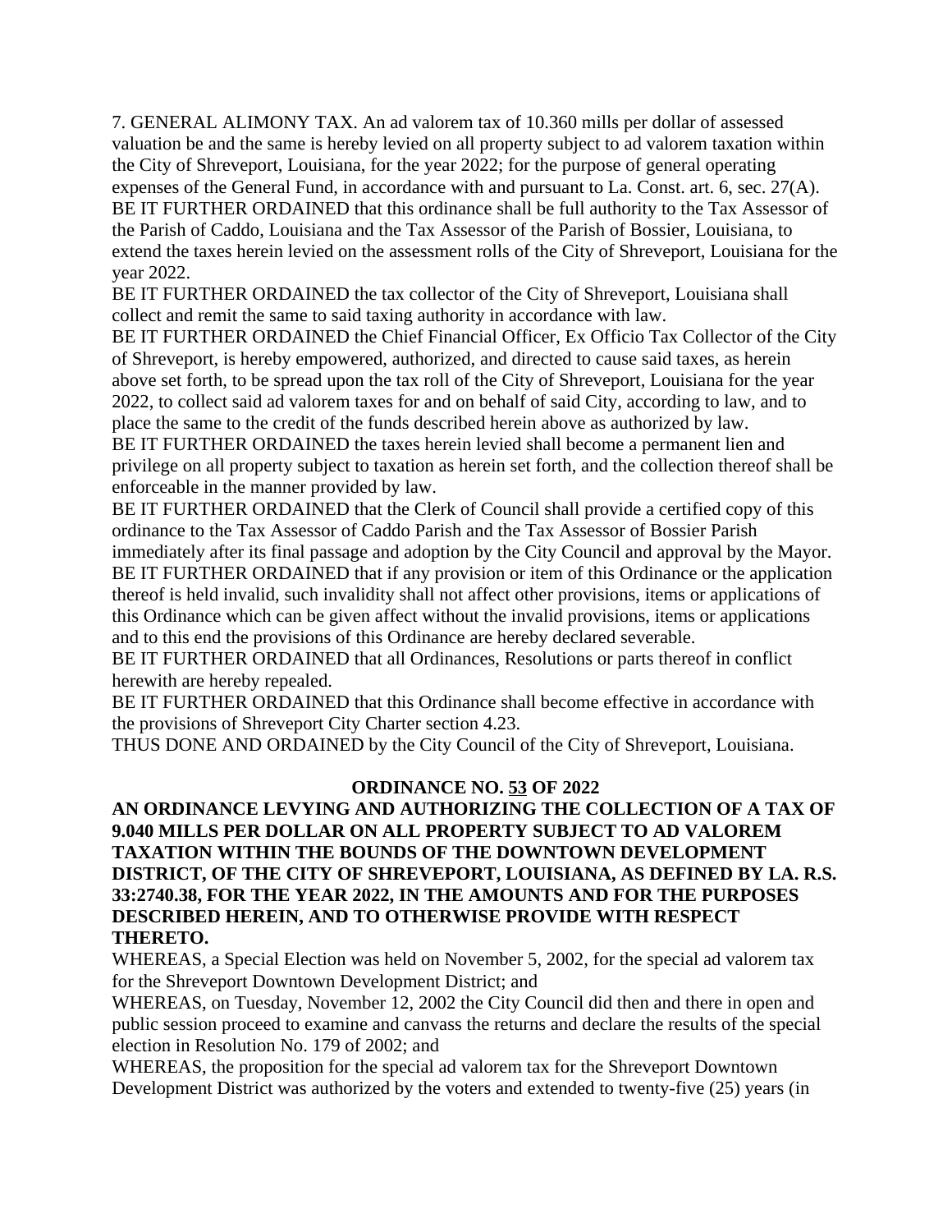7. GENERAL ALIMONY TAX. An ad valorem tax of 10.360 mills per dollar of assessed valuation be and the same is hereby levied on all property subject to ad valorem taxation within the City of Shreveport, Louisiana, for the year 2022; for the purpose of general operating expenses of the General Fund, in accordance with and pursuant to La. Const. art. 6, sec. 27(A).

BE IT FURTHER ORDAINED that this ordinance shall be full authority to the Tax Assessor of the Parish of Caddo, Louisiana and the Tax Assessor of the Parish of Bossier, Louisiana, to extend the taxes herein levied on the assessment rolls of the City of Shreveport, Louisiana for the year 2022.

BE IT FURTHER ORDAINED the tax collector of the City of Shreveport, Louisiana shall collect and remit the same to said taxing authority in accordance with law.

BE IT FURTHER ORDAINED the Chief Financial Officer, Ex Officio Tax Collector of the City of Shreveport, is hereby empowered, authorized, and directed to cause said taxes, as herein above set forth, to be spread upon the tax roll of the City of Shreveport, Louisiana for the year 2022, to collect said ad valorem taxes for and on behalf of said City, according to law, and to place the same to the credit of the funds described herein above as authorized by law.

BE IT FURTHER ORDAINED the taxes herein levied shall become a permanent lien and privilege on all property subject to taxation as herein set forth, and the collection thereof shall be enforceable in the manner provided by law.

BE IT FURTHER ORDAINED that the Clerk of Council shall provide a certified copy of this ordinance to the Tax Assessor of Caddo Parish and the Tax Assessor of Bossier Parish immediately after its final passage and adoption by the City Council and approval by the Mayor.

BE IT FURTHER ORDAINED that if any provision or item of this Ordinance or the application thereof is held invalid, such invalidity shall not affect other provisions, items or applications of this Ordinance which can be given affect without the invalid provisions, items or applications and to this end the provisions of this Ordinance are hereby declared severable.

BE IT FURTHER ORDAINED that all Ordinances, Resolutions or parts thereof in conflict herewith are hereby repealed.

BE IT FURTHER ORDAINED that this Ordinance shall become effective in accordance with the provisions of Shreveport City Charter section 4.23.

THUS DONE AND ORDAINED by the City Council of the City of Shreveport, Louisiana.

## ORDINANCE NO. 53 OF 2022

**AN ORDINANCE LEVYING AND AUTHORIZING THE COLLECTION OF A TAX OF 9.040 MILLS PER DOLLAR ON ALL PROPERTY SUBJECT TO AD VALOREM TAXATION WITHIN THE BOUNDS OF THE DOWNTOWN DEVELOPMENT DISTRICT, OF THE CITY OF SHREVEPORT, LOUISIANA, AS DEFINED BY LA. R.S. 33:2740.38, FOR THE YEAR 2022, IN THE AMOUNTS AND FOR THE PURPOSES DESCRIBED HEREIN, AND TO OTHERWISE PROVIDE WITH RESPECT THERETO.**

WHEREAS, a Special Election was held on November 5, 2002, for the special ad valorem tax for the Shreveport Downtown Development District; and

WHEREAS, on Tuesday, November 12, 2002 the City Council did then and there in open and public session proceed to examine and canvass the returns and declare the results of the special election in Resolution No. 179 of 2002; and

WHEREAS, the proposition for the special ad valorem tax for the Shreveport Downtown Development District was authorized by the voters and extended to twenty-five (25) years (in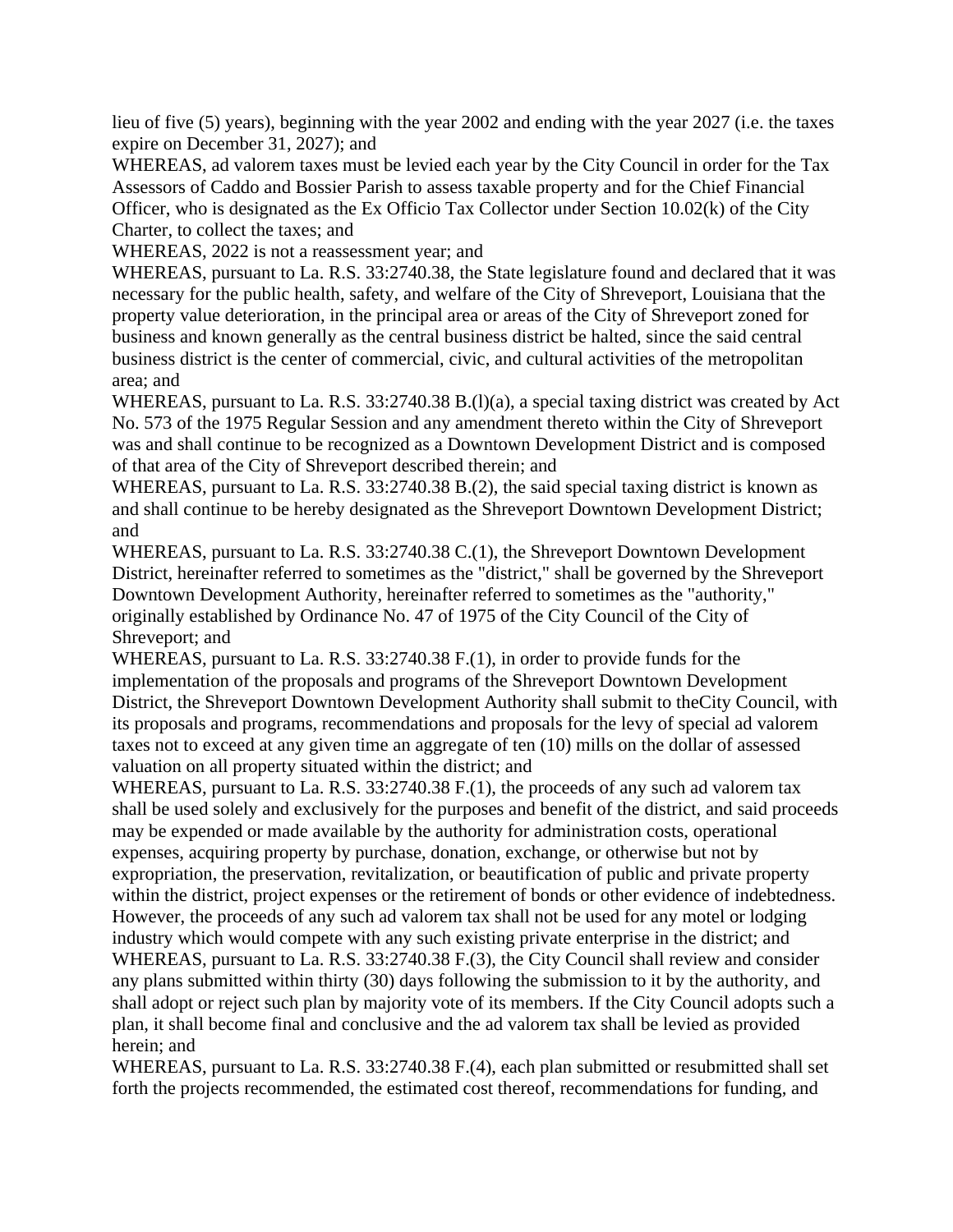lieu of five (5) years), beginning with the year 2002 and ending with the year 2027 (i.e. the taxes expire on December 31, 2027); and

WHEREAS, ad valorem taxes must be levied each year by the City Council in order for the Tax Assessors of Caddo and Bossier Parish to assess taxable property and for the Chief Financial Officer, who is designated as the Ex Officio Tax Collector under Section 10.02(k) of the City Charter, to collect the taxes; and

WHEREAS, 2022 is not a reassessment year; and

WHEREAS, pursuant to La. R.S. 33:2740.38, the State legislature found and declared that it was necessary for the public health, safety, and welfare of the City of Shreveport, Louisiana that the property value deterioration, in the principal area or areas of the City of Shreveport zoned for business and known generally as the central business district be halted, since the said central business district is the center of commercial, civic, and cultural activities of the metropolitan area; and

WHEREAS, pursuant to La. R.S. 33:2740.38 B.(l)(a), a special taxing district was created by Act No. 573 of the 1975 Regular Session and any amendment thereto within the City of Shreveport was and shall continue to be recognized as a Downtown Development District and is composed of that area of the City of Shreveport described therein; and

WHEREAS, pursuant to La. R.S. 33:2740.38 B.(2), the said special taxing district is known as and shall continue to be hereby designated as the Shreveport Downtown Development District; and

WHEREAS, pursuant to La. R.S. 33:2740.38 C.(1), the Shreveport Downtown Development District, hereinafter referred to sometimes as the "district," shall be governed by the Shreveport Downtown Development Authority, hereinafter referred to sometimes as the "authority," originally established by Ordinance No. 47 of 1975 of the City Council of the City of Shreveport; and

WHEREAS, pursuant to La. R.S. 33:2740.38 F.(1), in order to provide funds for the implementation of the proposals and programs of the Shreveport Downtown Development District, the Shreveport Downtown Development Authority shall submit to theCity Council, with its proposals and programs, recommendations and proposals for the levy of special ad valorem taxes not to exceed at any given time an aggregate of ten (10) mills on the dollar of assessed valuation on all property situated within the district; and

WHEREAS, pursuant to La. R.S. 33:2740.38 F.(1), the proceeds of any such ad valorem tax shall be used solely and exclusively for the purposes and benefit of the district, and said proceeds may be expended or made available by the authority for administration costs, operational expenses, acquiring property by purchase, donation, exchange, or otherwise but not by expropriation, the preservation, revitalization, or beautification of public and private property within the district, project expenses or the retirement of bonds or other evidence of indebtedness. However, the proceeds of any such ad valorem tax shall not be used for any motel or lodging industry which would compete with any such existing private enterprise in the district; and

WHEREAS, pursuant to La. R.S. 33:2740.38 F.(3), the City Council shall review and consider any plans submitted within thirty (30) days following the submission to it by the authority, and shall adopt or reject such plan by majority vote of its members. If the City Council adopts such a plan, it shall become final and conclusive and the ad valorem tax shall be levied as provided herein; and

WHEREAS, pursuant to La. R.S. 33:2740.38 F.(4), each plan submitted or resubmitted shall set forth the projects recommended, the estimated cost thereof, recommendations for funding, and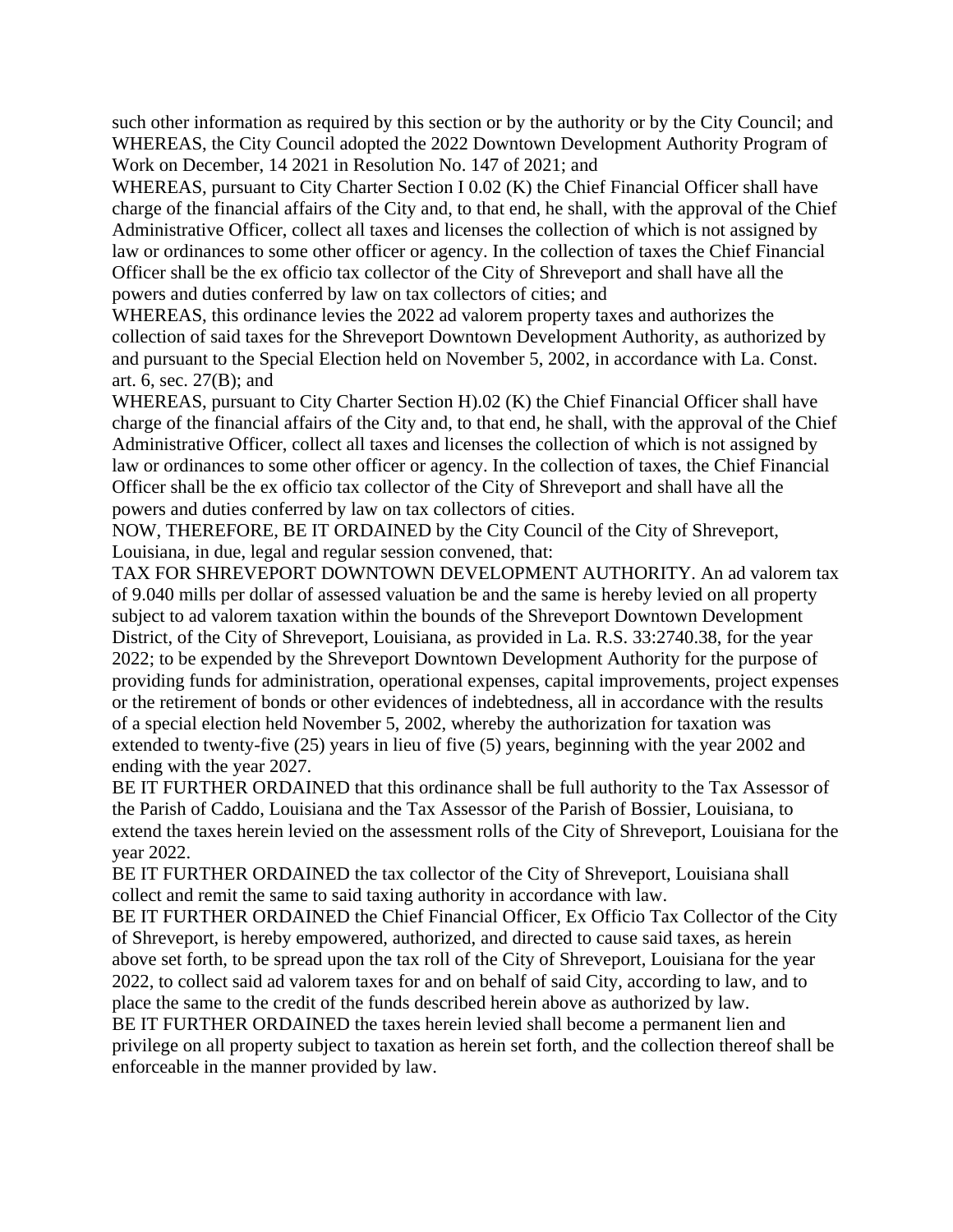such other information as required by this section or by the authority or by the City Council; and
WHEREAS, the City Council adopted the 2022 Downtown Development Authority Program of Work on December, 14 2021 in Resolution No. 147 of 2021; and

WHEREAS, pursuant to City Charter Section I 0.02 (K) the Chief Financial Officer shall have charge of the financial affairs of the City and, to that end, he shall, with the approval of the Chief Administrative Officer, collect all taxes and licenses the collection of which is not assigned by law or ordinances to some other officer or agency. In the collection of taxes the Chief Financial Officer shall be the ex officio tax collector of the City of Shreveport and shall have all the powers and duties conferred by law on tax collectors of cities; and

WHEREAS, this ordinance levies the 2022 ad valorem property taxes and authorizes the collection of said taxes for the Shreveport Downtown Development Authority, as authorized by and pursuant to the Special Election held on November 5, 2002, in accordance with La. Const. art. 6, sec. 27(B); and

WHEREAS, pursuant to City Charter Section H).02 (K) the Chief Financial Officer shall have charge of the financial affairs of the City and, to that end, he shall, with the approval of the Chief Administrative Officer, collect all taxes and licenses the collection of which is not assigned by law or ordinances to some other officer or agency. In the collection of taxes, the Chief Financial Officer shall be the ex officio tax collector of the City of Shreveport and shall have all the powers and duties conferred by law on tax collectors of cities.

NOW, THEREFORE, BE IT ORDAINED by the City Council of the City of Shreveport, Louisiana, in due, legal and regular session convened, that:

TAX FOR SHREVEPORT DOWNTOWN DEVELOPMENT AUTHORITY. An ad valorem tax of 9.040 mills per dollar of assessed valuation be and the same is hereby levied on all property subject to ad valorem taxation within the bounds of the Shreveport Downtown Development District, of the City of Shreveport, Louisiana, as provided in La. R.S. 33:2740.38, for the year 2022; to be expended by the Shreveport Downtown Development Authority for the purpose of providing funds for administration, operational expenses, capital improvements, project expenses or the retirement of bonds or other evidences of indebtedness, all in accordance with the results of a special election held November 5, 2002, whereby the authorization for taxation was extended to twenty-five (25) years in lieu of five (5) years, beginning with the year 2002 and ending with the year 2027.

BE IT FURTHER ORDAINED that this ordinance shall be full authority to the Tax Assessor of the Parish of Caddo, Louisiana and the Tax Assessor of the Parish of Bossier, Louisiana, to extend the taxes herein levied on the assessment rolls of the City of Shreveport, Louisiana for the year 2022.

BE IT FURTHER ORDAINED the tax collector of the City of Shreveport, Louisiana shall collect and remit the same to said taxing authority in accordance with law.

BE IT FURTHER ORDAINED the Chief Financial Officer, Ex Officio Tax Collector of the City of Shreveport, is hereby empowered, authorized, and directed to cause said taxes, as herein above set forth, to be spread upon the tax roll of the City of Shreveport, Louisiana for the year 2022, to collect said ad valorem taxes for and on behalf of said City, according to law, and to place the same to the credit of the funds described herein above as authorized by law.

BE IT FURTHER ORDAINED the taxes herein levied shall become a permanent lien and privilege on all property subject to taxation as herein set forth, and the collection thereof shall be enforceable in the manner provided by law.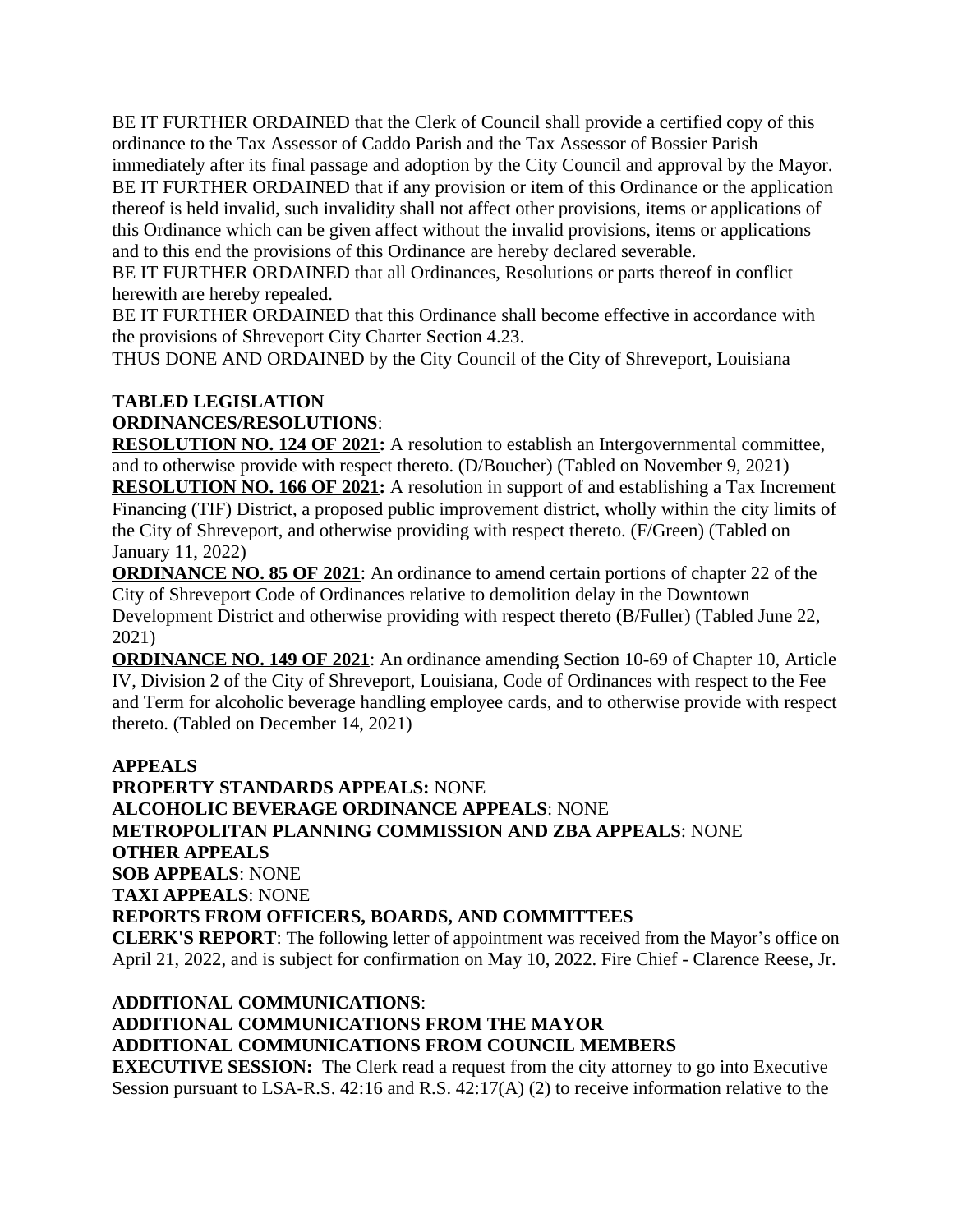BE IT FURTHER ORDAINED that the Clerk of Council shall provide a certified copy of this ordinance to the Tax Assessor of Caddo Parish and the Tax Assessor of Bossier Parish immediately after its final passage and adoption by the City Council and approval by the Mayor.
BE IT FURTHER ORDAINED that if any provision or item of this Ordinance or the application thereof is held invalid, such invalidity shall not affect other provisions, items or applications of this Ordinance which can be given affect without the invalid provisions, items or applications and to this end the provisions of this Ordinance are hereby declared severable.
BE IT FURTHER ORDAINED that all Ordinances, Resolutions or parts thereof in conflict herewith are hereby repealed.
BE IT FURTHER ORDAINED that this Ordinance shall become effective in accordance with the provisions of Shreveport City Charter Section 4.23.
THUS DONE AND ORDAINED by the City Council of the City of Shreveport, Louisiana

**TABLED LEGISLATION**
**ORDINANCES/RESOLUTIONS**:
**RESOLUTION NO. 124 OF 2021:** A resolution to establish an Intergovernmental committee, and to otherwise provide with respect thereto. (D/Boucher) (Tabled on November 9, 2021)
**RESOLUTION NO. 166 OF 2021:** A resolution in support of and establishing a Tax Increment Financing (TIF) District, a proposed public improvement district, wholly within the city limits of the City of Shreveport, and otherwise providing with respect thereto. (F/Green) (Tabled on January 11, 2022)
**ORDINANCE NO. 85 OF 2021**: An ordinance to amend certain portions of chapter 22 of the City of Shreveport Code of Ordinances relative to demolition delay in the Downtown Development District and otherwise providing with respect thereto (B/Fuller) (Tabled June 22, 2021)
**ORDINANCE NO. 149 OF 2021**: An ordinance amending Section 10-69 of Chapter 10, Article IV, Division 2 of the City of Shreveport, Louisiana, Code of Ordinances with respect to the Fee and Term for alcoholic beverage handling employee cards, and to otherwise provide with respect thereto. (Tabled on December 14, 2021)

**APPEALS**
**PROPERTY STANDARDS APPEALS:** NONE
**ALCOHOLIC BEVERAGE ORDINANCE APPEALS**: NONE
**METROPOLITAN PLANNING COMMISSION AND ZBA APPEALS**: NONE
**OTHER APPEALS**
**SOB APPEALS**: NONE
**TAXI APPEALS**: NONE
**REPORTS FROM OFFICERS, BOARDS, AND COMMITTEES**
**CLERK'S REPORT**: The following letter of appointment was received from the Mayor's office on April 21, 2022, and is subject for confirmation on May 10, 2022. Fire Chief - Clarence Reese, Jr.

**ADDITIONAL COMMUNICATIONS**:
**ADDITIONAL COMMUNICATIONS FROM THE MAYOR**
**ADDITIONAL COMMUNICATIONS FROM COUNCIL MEMBERS**
**EXECUTIVE SESSION:** The Clerk read a request from the city attorney to go into Executive Session pursuant to LSA-R.S. 42:16 and R.S. 42:17(A) (2) to receive information relative to the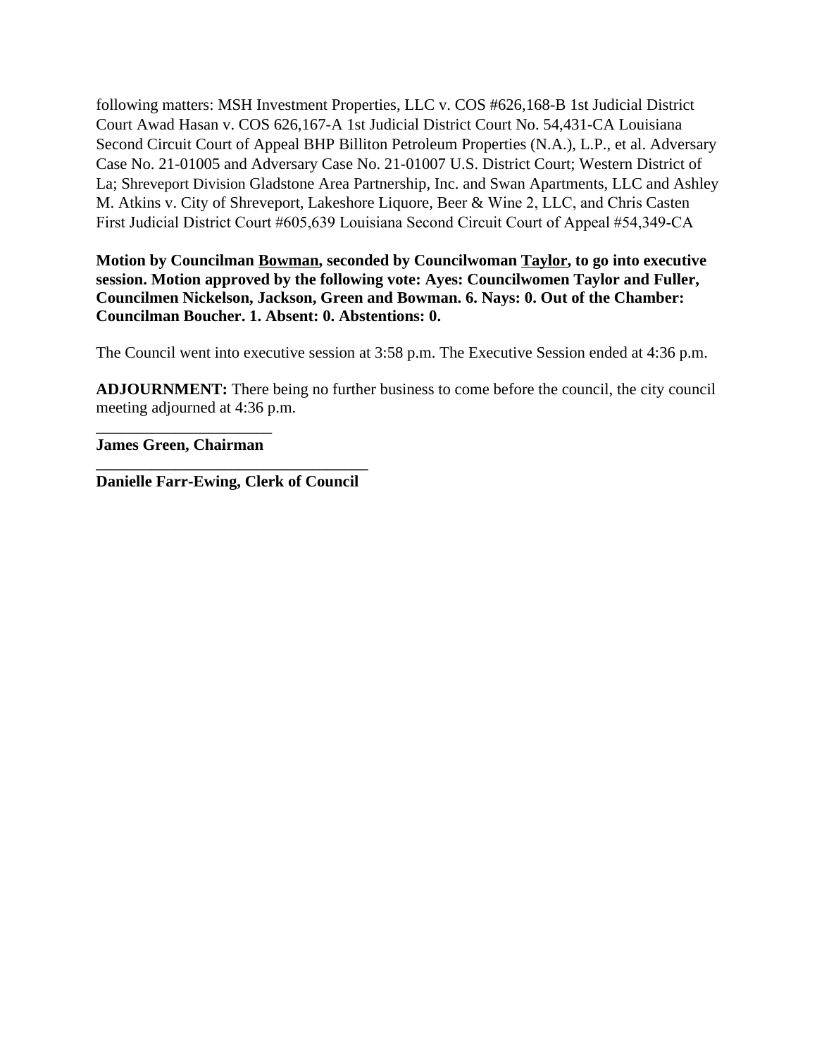following matters: MSH Investment Properties, LLC v. COS #626,168-B 1st Judicial District Court Awad Hasan v. COS 626,167-A 1st Judicial District Court No. 54,431-CA Louisiana Second Circuit Court of Appeal BHP Billiton Petroleum Properties (N.A.), L.P., et al. Adversary Case No. 21-01005 and Adversary Case No. 21-01007 U.S. District Court; Western District of La; Shreveport Division Gladstone Area Partnership, Inc. and Swan Apartments, LLC and Ashley M. Atkins v. City of Shreveport, Lakeshore Liquore, Beer & Wine 2, LLC, and Chris Casten First Judicial District Court #605,639 Louisiana Second Circuit Court of Appeal #54,349-CA

**Motion by Councilman Bowman, seconded by Councilwoman Taylor, to go into executive session. Motion approved by the following vote: Ayes: Councilwomen Taylor and Fuller, Councilmen Nickelson, Jackson, Green and Bowman. 6. Nays: 0. Out of the Chamber: Councilman Boucher. 1. Absent: 0. Abstentions: 0.**

The Council went into executive session at 3:58 p.m. The Executive Session ended at 4:36 p.m.

**ADJOURNMENT:** There being no further business to come before the council, the city council meeting adjourned at 4:36 p.m.

______________________

**James Green, Chairman**

______________________________

**Danielle Farr-Ewing, Clerk of Council**